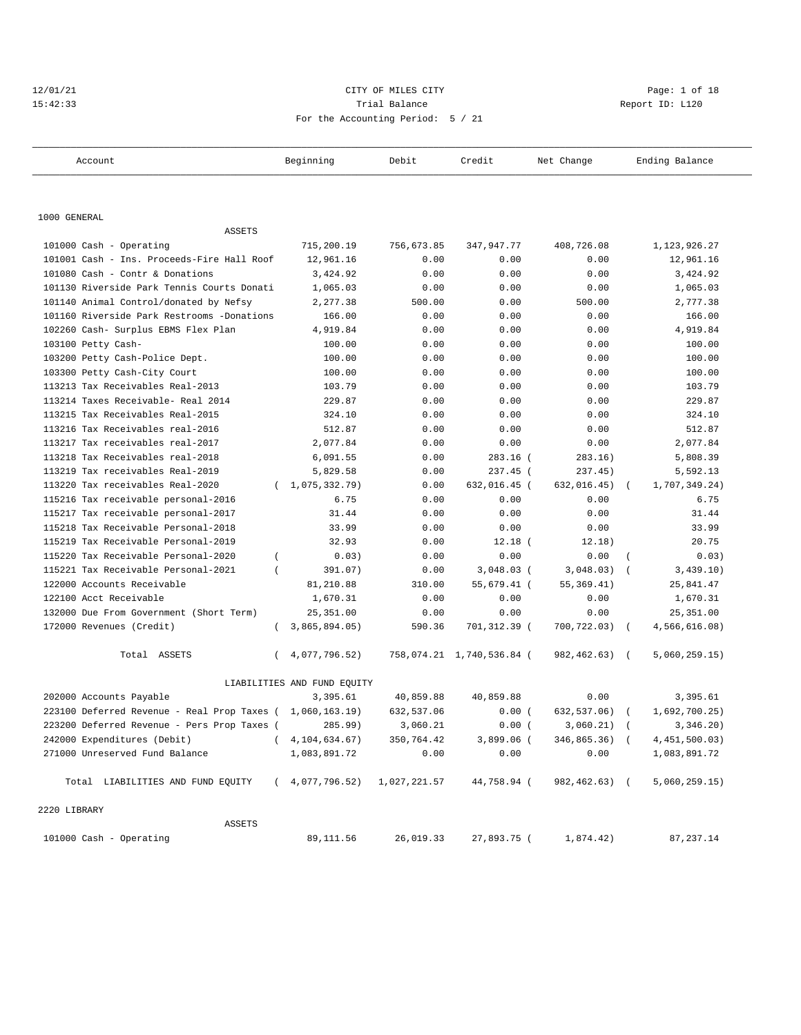12/01/21 CITY OF MILES CITY
15:42:33 Trial Balance Report ID: L120
For the Accounting Period: 5 / 21

| Account | Beginning | Debit | Credit | Net Change | Ending Balance |
|---|---|---|---|---|---|
| **1000 GENERAL** | | | | | |
| ASSETS | | | | | |
| 101000 Cash - Operating | 715,200.19 | 756,673.85 | 347,947.77 | 408,726.08 | 1,123,926.27 |
| 101001 Cash - Ins. Proceeds-Fire Hall Roof | 12,961.16 | 0.00 | 0.00 | 0.00 | 12,961.16 |
| 101080 Cash - Contr & Donations | 3,424.92 | 0.00 | 0.00 | 0.00 | 3,424.92 |
| 101130 Riverside Park Tennis Courts Donati | 1,065.03 | 0.00 | 0.00 | 0.00 | 1,065.03 |
| 101140 Animal Control/donated by Nefsy | 2,277.38 | 500.00 | 0.00 | 500.00 | 2,777.38 |
| 101160 Riverside Park Restrooms -Donations | 166.00 | 0.00 | 0.00 | 0.00 | 166.00 |
| 102260 Cash- Surplus EBMS Flex Plan | 4,919.84 | 0.00 | 0.00 | 0.00 | 4,919.84 |
| 103100 Petty Cash- | 100.00 | 0.00 | 0.00 | 0.00 | 100.00 |
| 103200 Petty Cash-Police Dept. | 100.00 | 0.00 | 0.00 | 0.00 | 100.00 |
| 103300 Petty Cash-City Court | 100.00 | 0.00 | 0.00 | 0.00 | 100.00 |
| 113213 Tax Receivables Real-2013 | 103.79 | 0.00 | 0.00 | 0.00 | 103.79 |
| 113214 Taxes Receivable- Real 2014 | 229.87 | 0.00 | 0.00 | 0.00 | 229.87 |
| 113215 Tax Receivables Real-2015 | 324.10 | 0.00 | 0.00 | 0.00 | 324.10 |
| 113216 Tax Receivables real-2016 | 512.87 | 0.00 | 0.00 | 0.00 | 512.87 |
| 113217 Tax receivables real-2017 | 2,077.84 | 0.00 | 0.00 | 0.00 | 2,077.84 |
| 113218 Tax Receivables real-2018 | 6,091.55 | 0.00 | 283.16 | ( 283.16) | 5,808.39 |
| 113219 Tax receivables Real-2019 | 5,829.58 | 0.00 | 237.45 | ( 237.45) | 5,592.13 |
| 113220 Tax receivables Real-2020 | ( 1,075,332.79) | 0.00 | 632,016.45 | ( 632,016.45) | ( 1,707,349.24) |
| 115216 Tax receivable personal-2016 | 6.75 | 0.00 | 0.00 | 0.00 | 6.75 |
| 115217 Tax receivable personal-2017 | 31.44 | 0.00 | 0.00 | 0.00 | 31.44 |
| 115218 Tax Receivable Personal-2018 | 33.99 | 0.00 | 0.00 | 0.00 | 33.99 |
| 115219 Tax Receivable Personal-2019 | 32.93 | 0.00 | 12.18 | ( 12.18) | 20.75 |
| 115220 Tax Receivable Personal-2020 | ( 0.03) | 0.00 | 0.00 | 0.00 | ( 0.03) |
| 115221 Tax Receivable Personal-2021 | ( 391.07) | 0.00 | 3,048.03 | ( 3,048.03) | ( 3,439.10) |
| 122000 Accounts Receivable | 81,210.88 | 310.00 | 55,679.41 | ( 55,369.41) | 25,841.47 |
| 122100 Acct Receivable | 1,670.31 | 0.00 | 0.00 | 0.00 | 1,670.31 |
| 132000 Due From Government (Short Term) | 25,351.00 | 0.00 | 0.00 | 0.00 | 25,351.00 |
| 172000 Revenues (Credit) | ( 3,865,894.05) | 590.36 | 701,312.39 | ( 700,722.03) | ( 4,566,616.08) |
| Total ASSETS | ( 4,077,796.52) | 758,074.21 | 1,740,536.84 | ( 982,462.63) | ( 5,060,259.15) |
| LIABILITIES AND FUND EQUITY | | | | | |
| 202000 Accounts Payable | 3,395.61 | 40,859.88 | 40,859.88 | 0.00 | 3,395.61 |
| 223100 Deferred Revenue - Real Prop Taxes | ( 1,060,163.19) | 632,537.06 | 0.00 | ( 632,537.06) | ( 1,692,700.25) |
| 223200 Deferred Revenue - Pers Prop Taxes | ( 285.99) | 3,060.21 | 0.00 | ( 3,060.21) | ( 3,346.20) |
| 242000 Expenditures (Debit) | ( 4,104,634.67) | 350,764.42 | 3,899.06 | ( 346,865.36) | ( 4,451,500.03) |
| 271000 Unreserved Fund Balance | 1,083,891.72 | 0.00 | 0.00 | 0.00 | 1,083,891.72 |
| Total LIABILITIES AND FUND EQUITY | ( 4,077,796.52) | 1,027,221.57 | 44,758.94 | ( 982,462.63) | ( 5,060,259.15) |
| **2220 LIBRARY** | | | | | |
| ASSETS | | | | | |
| 101000 Cash - Operating | 89,111.56 | 26,019.33 | 27,893.75 | ( 1,874.42) | 87,237.14 |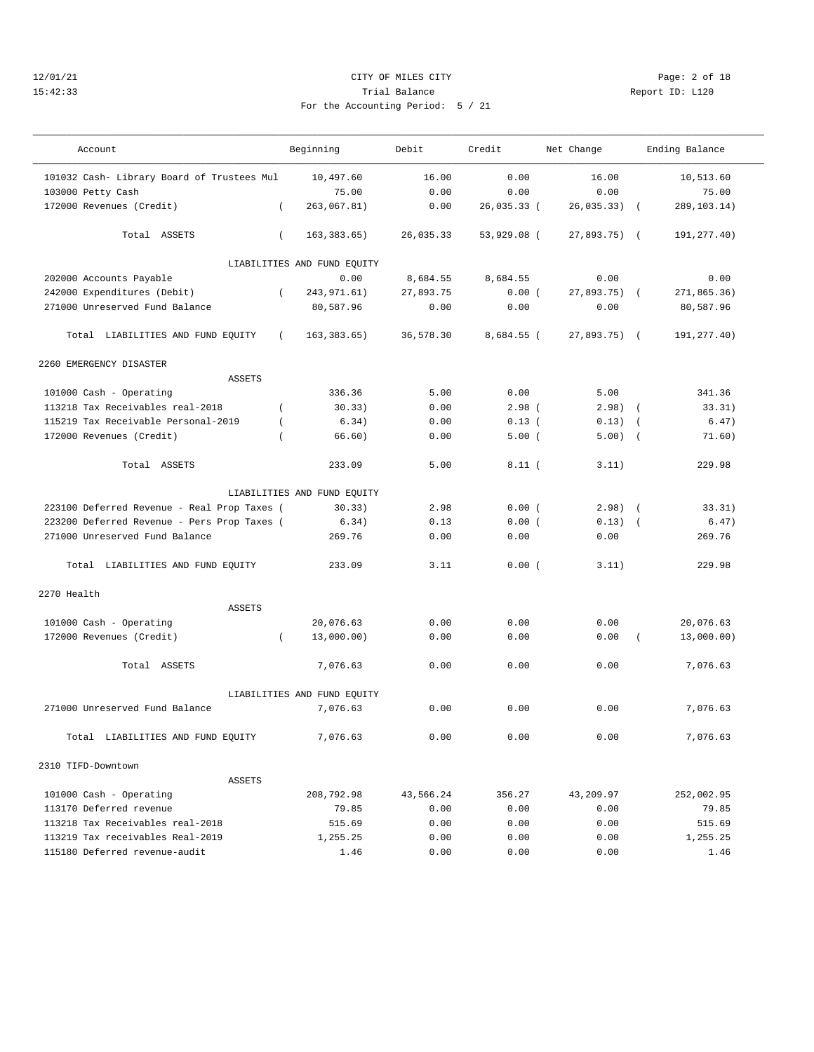CITY OF MILES CITY

Trial Balance

For the Accounting Period: 5 / 21

| Account | Beginning | Debit | Credit | Net Change | Ending Balance |
|---|---|---|---|---|---|
| 101032 Cash- Library Board of Trustees Mul | 10,497.60 | 16.00 | 0.00 | 16.00 | 10,513.60 |
| 103000 Petty Cash | 75.00 | 0.00 | 0.00 | 0.00 | 75.00 |
| 172000 Revenues (Credit) | ( 263,067.81) | 0.00 | 26,035.33 | ( 26,035.33) | ( 289,103.14) |
| Total ASSETS | ( 163,383.65) | 26,035.33 | 53,929.08 | ( 27,893.75) | ( 191,277.40) |
| LIABILITIES AND FUND EQUITY | | | | | |
| 202000 Accounts Payable | 0.00 | 8,684.55 | 8,684.55 | 0.00 | 0.00 |
| 242000 Expenditures (Debit) | ( 243,971.61) | 27,893.75 | 0.00 | ( 27,893.75) | ( 271,865.36) |
| 271000 Unreserved Fund Balance | 80,587.96 | 0.00 | 0.00 | 0.00 | 80,587.96 |
| Total LIABILITIES AND FUND EQUITY | ( 163,383.65) | 36,578.30 | 8,684.55 | ( 27,893.75) | ( 191,277.40) |
| **2260 EMERGENCY DISASTER** | | | | | |
| ASSETS | | | | | |
| 101000 Cash - Operating | 336.36 | 5.00 | 0.00 | 5.00 | 341.36 |
| 113218 Tax Receivables real-2018 | ( 30.33) | 0.00 | 2.98 | ( 2.98) | ( 33.31) |
| 115219 Tax Receivable Personal-2019 | ( 6.34) | 0.00 | 0.13 | ( 0.13) | ( 6.47) |
| 172000 Revenues (Credit) | ( 66.60) | 0.00 | 5.00 | ( 5.00) | ( 71.60) |
| Total ASSETS | 233.09 | 5.00 | 8.11 | ( 3.11) | 229.98 |
| LIABILITIES AND FUND EQUITY | | | | | |
| 223100 Deferred Revenue - Real Prop Taxes | ( 30.33) | 2.98 | 0.00 | ( 2.98) | ( 33.31) |
| 223200 Deferred Revenue - Pers Prop Taxes | ( 6.34) | 0.13 | 0.00 | ( 0.13) | ( 6.47) |
| 271000 Unreserved Fund Balance | 269.76 | 0.00 | 0.00 | 0.00 | 269.76 |
| Total LIABILITIES AND FUND EQUITY | 233.09 | 3.11 | 0.00 | ( 3.11) | 229.98 |
| **2270 Health** | | | | | |
| ASSETS | | | | | |
| 101000 Cash - Operating | 20,076.63 | 0.00 | 0.00 | 0.00 | 20,076.63 |
| 172000 Revenues (Credit) | ( 13,000.00) | 0.00 | 0.00 | 0.00 | ( 13,000.00) |
| Total ASSETS | 7,076.63 | 0.00 | 0.00 | 0.00 | 7,076.63 |
| LIABILITIES AND FUND EQUITY | | | | | |
| 271000 Unreserved Fund Balance | 7,076.63 | 0.00 | 0.00 | 0.00 | 7,076.63 |
| Total LIABILITIES AND FUND EQUITY | 7,076.63 | 0.00 | 0.00 | 0.00 | 7,076.63 |
| **2310 TIFD-Downtown** | | | | | |
| ASSETS | | | | | |
| 101000 Cash - Operating | 208,792.98 | 43,566.24 | 356.27 | 43,209.97 | 252,002.95 |
| 113170 Deferred revenue | 79.85 | 0.00 | 0.00 | 0.00 | 79.85 |
| 113218 Tax Receivables real-2018 | 515.69 | 0.00 | 0.00 | 0.00 | 515.69 |
| 113219 Tax receivables Real-2019 | 1,255.25 | 0.00 | 0.00 | 0.00 | 1,255.25 |
| 115180 Deferred revenue-audit | 1.46 | 0.00 | 0.00 | 0.00 | 1.46 |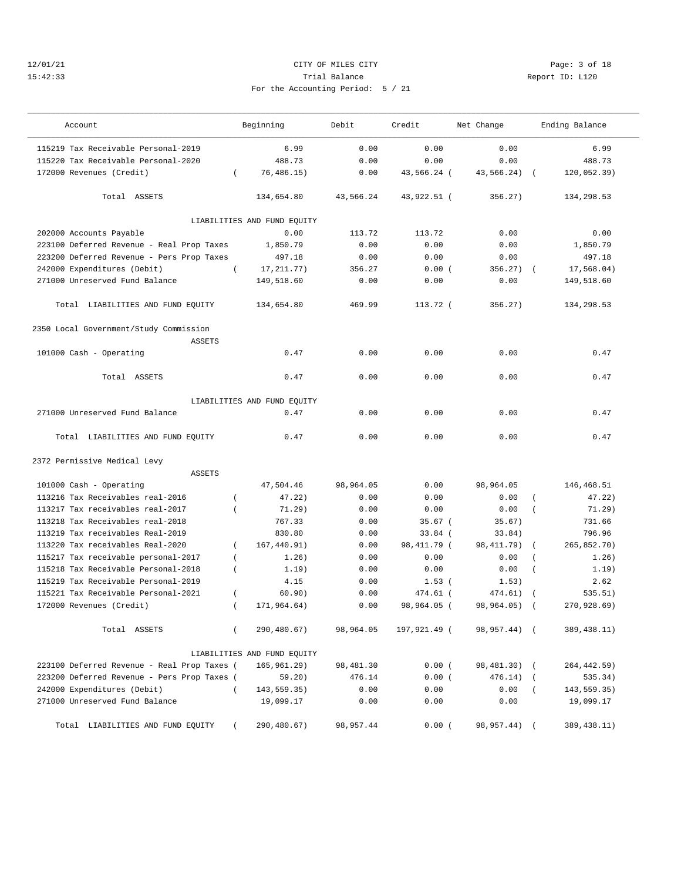12/01/21 CITY OF MILES CITY
15:42:33 Trial Balance Report ID: L120
For the Accounting Period: 5 / 21

| Account | Beginning | Debit | Credit | Net Change | Ending Balance |
|---|---|---|---|---|---|
| 115219 Tax Receivable Personal-2019 | 6.99 | 0.00 | 0.00 | 0.00 | 6.99 |
| 115220 Tax Receivable Personal-2020 | 488.73 | 0.00 | 0.00 | 0.00 | 488.73 |
| 172000 Revenues (Credit) | ( 76,486.15) | 0.00 | 43,566.24 | ( 43,566.24) | ( 120,052.39) |
| Total ASSETS | 134,654.80 | 43,566.24 | 43,922.51 | ( 356.27) | 134,298.53 |
| LIABILITIES AND FUND EQUITY | | | | | |
| 202000 Accounts Payable | 0.00 | 113.72 | 113.72 | 0.00 | 0.00 |
| 223100 Deferred Revenue - Real Prop Taxes | 1,850.79 | 0.00 | 0.00 | 0.00 | 1,850.79 |
| 223200 Deferred Revenue - Pers Prop Taxes | 497.18 | 0.00 | 0.00 | 0.00 | 497.18 |
| 242000 Expenditures (Debit) | ( 17,211.77) | 356.27 | 0.00 | ( 356.27) | ( 17,568.04) |
| 271000 Unreserved Fund Balance | 149,518.60 | 0.00 | 0.00 | 0.00 | 149,518.60 |
| Total LIABILITIES AND FUND EQUITY | 134,654.80 | 469.99 | 113.72 | ( 356.27) | 134,298.53 |
| **2350 Local Government/Study Commission** | | | | | |
| ASSETS | | | | | |
| 101000 Cash - Operating | 0.47 | 0.00 | 0.00 | 0.00 | 0.47 |
| Total ASSETS | 0.47 | 0.00 | 0.00 | 0.00 | 0.47 |
| LIABILITIES AND FUND EQUITY | | | | | |
| 271000 Unreserved Fund Balance | 0.47 | 0.00 | 0.00 | 0.00 | 0.47 |
| Total LIABILITIES AND FUND EQUITY | 0.47 | 0.00 | 0.00 | 0.00 | 0.47 |
| **2372 Permissive Medical Levy** | | | | | |
| ASSETS | | | | | |
| 101000 Cash - Operating | 47,504.46 | 98,964.05 | 0.00 | 98,964.05 | 146,468.51 |
| 113216 Tax Receivables real-2016 | ( 47.22) | 0.00 | 0.00 | 0.00 | ( 47.22) |
| 113217 Tax receivables real-2017 | ( 71.29) | 0.00 | 0.00 | 0.00 | ( 71.29) |
| 113218 Tax Receivables real-2018 | 767.33 | 0.00 | 35.67 | ( 35.67) | 731.66 |
| 113219 Tax receivables Real-2019 | 830.80 | 0.00 | 33.84 | ( 33.84) | 796.96 |
| 113220 Tax receivables Real-2020 | ( 167,440.91) | 0.00 | 98,411.79 | ( 98,411.79) | ( 265,852.70) |
| 115217 Tax receivable personal-2017 | ( 1.26) | 0.00 | 0.00 | 0.00 | ( 1.26) |
| 115218 Tax Receivable Personal-2018 | ( 1.19) | 0.00 | 0.00 | 0.00 | ( 1.19) |
| 115219 Tax Receivable Personal-2019 | 4.15 | 0.00 | 1.53 | ( 1.53) | 2.62 |
| 115221 Tax Receivable Personal-2021 | ( 60.90) | 0.00 | 474.61 | ( 474.61) | ( 535.51) |
| 172000 Revenues (Credit) | ( 171,964.64) | 0.00 | 98,964.05 | ( 98,964.05) | ( 270,928.69) |
| Total ASSETS | ( 290,480.67) | 98,964.05 | 197,921.49 | ( 98,957.44) | ( 389,438.11) |
| LIABILITIES AND FUND EQUITY | | | | | |
| 223100 Deferred Revenue - Real Prop Taxes | ( 165,961.29) | 98,481.30 | 0.00 | ( 98,481.30) | ( 264,442.59) |
| 223200 Deferred Revenue - Pers Prop Taxes | ( 59.20) | 476.14 | 0.00 | ( 476.14) | ( 535.34) |
| 242000 Expenditures (Debit) | ( 143,559.35) | 0.00 | 0.00 | 0.00 | ( 143,559.35) |
| 271000 Unreserved Fund Balance | 19,099.17 | 0.00 | 0.00 | 0.00 | 19,099.17 |
| Total LIABILITIES AND FUND EQUITY | ( 290,480.67) | 98,957.44 | 0.00 | ( 98,957.44) | ( 389,438.11) |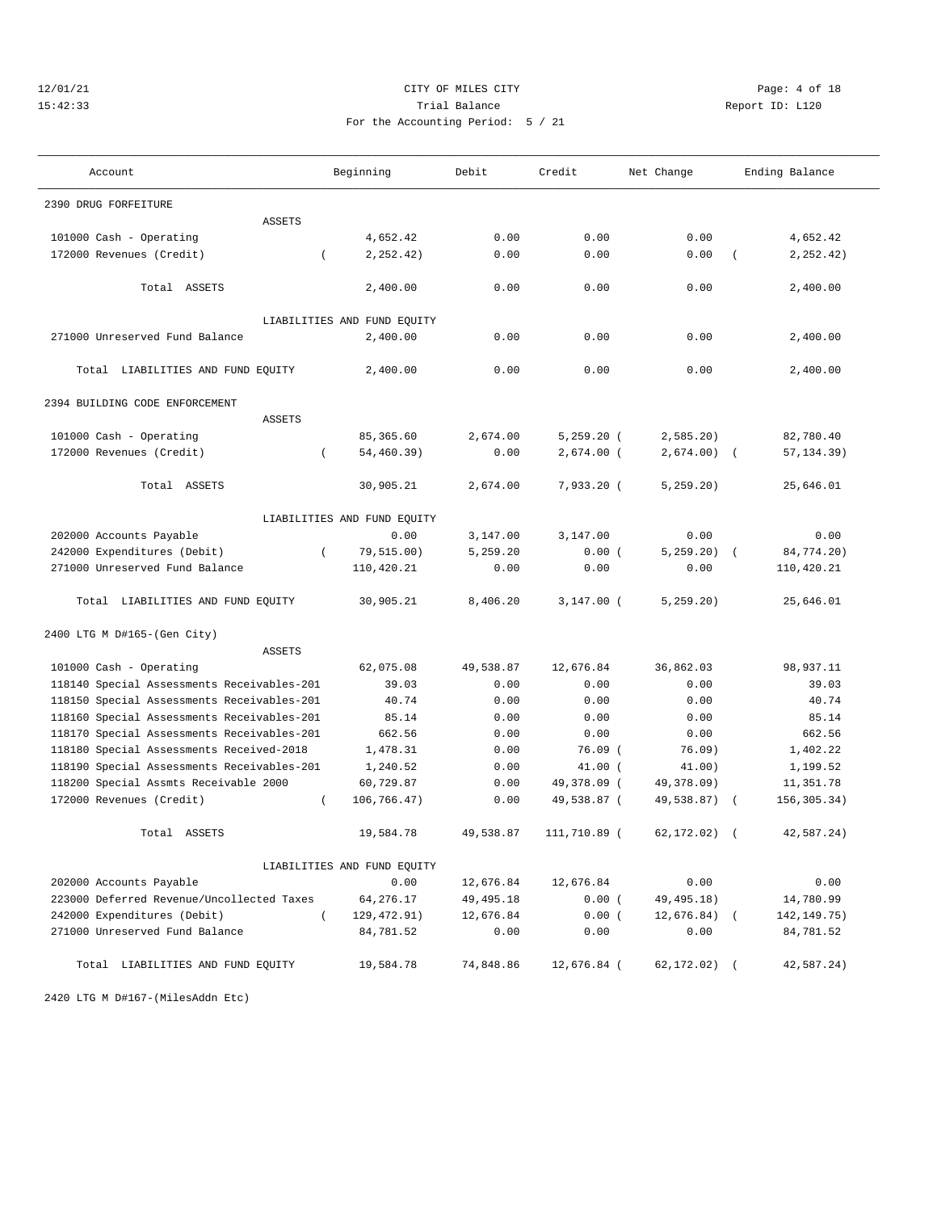CITY OF MILES CITY
Trial Balance
For the Accounting Period: 5 / 21

12/01/21
15:42:33

Report ID: L120

| Account | Beginning | Debit | Credit | Net Change | Ending Balance |
|---|---|---|---|---|---|
| **2390 DRUG FORFEITURE** | | | | | |
| ASSETS | | | | | |
| 101000 Cash - Operating | 4,652.42 | 0.00 | 0.00 | 0.00 | 4,652.42 |
| 172000 Revenues (Credit) | ( 2,252.42) | 0.00 | 0.00 | 0.00 | ( 2,252.42) |
| Total ASSETS | 2,400.00 | 0.00 | 0.00 | 0.00 | 2,400.00 |
| LIABILITIES AND FUND EQUITY | | | | | |
| 271000 Unreserved Fund Balance | 2,400.00 | 0.00 | 0.00 | 0.00 | 2,400.00 |
| Total LIABILITIES AND FUND EQUITY | 2,400.00 | 0.00 | 0.00 | 0.00 | 2,400.00 |
| **2394 BUILDING CODE ENFORCEMENT** | | | | | |
| ASSETS | | | | | |
| 101000 Cash - Operating | 85,365.60 | 2,674.00 | 5,259.20 | ( 2,585.20) | 82,780.40 |
| 172000 Revenues (Credit) | ( 54,460.39) | 0.00 | 2,674.00 | ( 2,674.00) | ( 57,134.39) |
| Total ASSETS | 30,905.21 | 2,674.00 | 7,933.20 | ( 5,259.20) | 25,646.01 |
| LIABILITIES AND FUND EQUITY | | | | | |
| 202000 Accounts Payable | 0.00 | 3,147.00 | 3,147.00 | 0.00 | 0.00 |
| 242000 Expenditures (Debit) | ( 79,515.00) | 5,259.20 | 0.00 | ( 5,259.20) | ( 84,774.20) |
| 271000 Unreserved Fund Balance | 110,420.21 | 0.00 | 0.00 | 0.00 | 110,420.21 |
| Total LIABILITIES AND FUND EQUITY | 30,905.21 | 8,406.20 | 3,147.00 | ( 5,259.20) | 25,646.01 |
| **2400 LTG M D#165-(Gen City)** | | | | | |
| ASSETS | | | | | |
| 101000 Cash - Operating | 62,075.08 | 49,538.87 | 12,676.84 | 36,862.03 | 98,937.11 |
| 118140 Special Assessments Receivables-201 | 39.03 | 0.00 | 0.00 | 0.00 | 39.03 |
| 118150 Special Assessments Receivables-201 | 40.74 | 0.00 | 0.00 | 0.00 | 40.74 |
| 118160 Special Assessments Receivables-201 | 85.14 | 0.00 | 0.00 | 0.00 | 85.14 |
| 118170 Special Assessments Receivables-201 | 662.56 | 0.00 | 0.00 | 0.00 | 662.56 |
| 118180 Special Assessments Received-2018 | 1,478.31 | 0.00 | 76.09 | ( 76.09) | 1,402.22 |
| 118190 Special Assessments Receivables-201 | 1,240.52 | 0.00 | 41.00 | ( 41.00) | 1,199.52 |
| 118200 Special Assmts Receivable 2000 | 60,729.87 | 0.00 | 49,378.09 | ( 49,378.09) | 11,351.78 |
| 172000 Revenues (Credit) | ( 106,766.47) | 0.00 | 49,538.87 | ( 49,538.87) | ( 156,305.34) |
| Total ASSETS | 19,584.78 | 49,538.87 | 111,710.89 | ( 62,172.02) | ( 42,587.24) |
| LIABILITIES AND FUND EQUITY | | | | | |
| 202000 Accounts Payable | 0.00 | 12,676.84 | 12,676.84 | 0.00 | 0.00 |
| 223000 Deferred Revenue/Uncollected Taxes | 64,276.17 | 49,495.18 | 0.00 | ( 49,495.18) | 14,780.99 |
| 242000 Expenditures (Debit) | ( 129,472.91) | 12,676.84 | 0.00 | ( 12,676.84) | ( 142,149.75) |
| 271000 Unreserved Fund Balance | 84,781.52 | 0.00 | 0.00 | 0.00 | 84,781.52 |
| Total LIABILITIES AND FUND EQUITY | 19,584.78 | 74,848.86 | 12,676.84 | ( 62,172.02) | ( 42,587.24) |

2420 LTG M D#167-(MilesAddn Etc)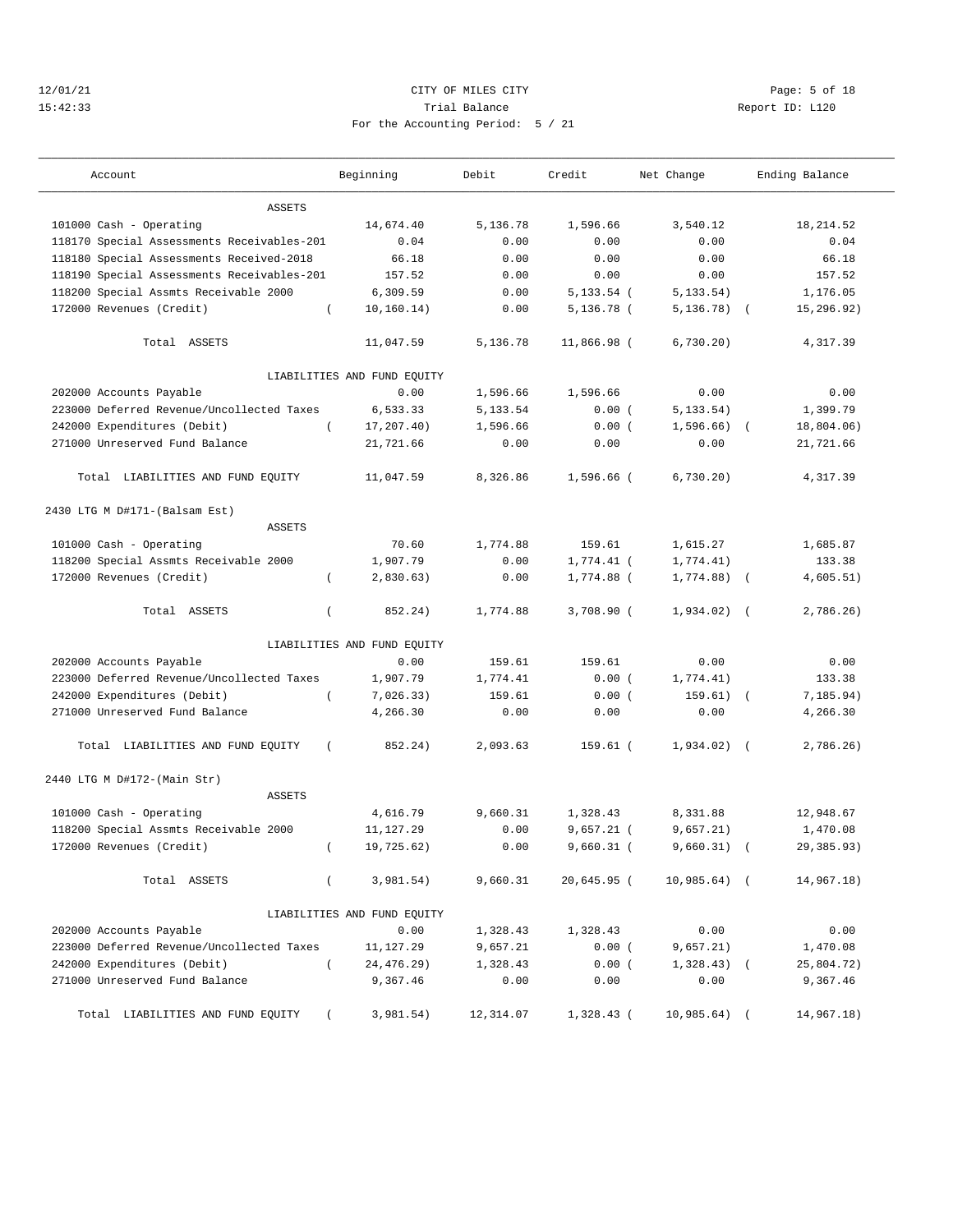CITY OF MILES CITY

Trial Balance

For the Accounting Period: 5 / 21

| Account | Beginning | Debit | Credit | Net Change | Ending Balance |
|---|---|---|---|---|---|
| ASSETS | | | | | |
| 101000 Cash - Operating | 14,674.40 | 5,136.78 | 1,596.66 | 3,540.12 | 18,214.52 |
| 118170 Special Assessments Receivables-201 | 0.04 | 0.00 | 0.00 | 0.00 | 0.04 |
| 118180 Special Assessments Received-2018 | 66.18 | 0.00 | 0.00 | 0.00 | 66.18 |
| 118190 Special Assessments Receivables-201 | 157.52 | 0.00 | 0.00 | 0.00 | 157.52 |
| 118200 Special Assmts Receivable 2000 | 6,309.59 | 0.00 | 5,133.54 | (5,133.54) | 1,176.05 |
| 172000 Revenues (Credit) | (10,160.14) | 0.00 | 5,136.78 | (5,136.78) | (15,296.92) |
| Total ASSETS | 11,047.59 | 5,136.78 | 11,866.98 | (6,730.20) | 4,317.39 |
| LIABILITIES AND FUND EQUITY | | | | | |
| 202000 Accounts Payable | 0.00 | 1,596.66 | 1,596.66 | 0.00 | 0.00 |
| 223000 Deferred Revenue/Uncollected Taxes | 6,533.33 | 5,133.54 | 0.00 | (5,133.54) | 1,399.79 |
| 242000 Expenditures (Debit) | (17,207.40) | 1,596.66 | 0.00 | (1,596.66) | (18,804.06) |
| 271000 Unreserved Fund Balance | 21,721.66 | 0.00 | 0.00 | 0.00 | 21,721.66 |
| Total LIABILITIES AND FUND EQUITY | 11,047.59 | 8,326.86 | 1,596.66 | (6,730.20) | 4,317.39 |

2430 LTG M D#171-(Balsam Est)

| Account | Beginning | Debit | Credit | Net Change | Ending Balance |
|---|---|---|---|---|---|
| ASSETS | | | | | |
| 101000 Cash - Operating | 70.60 | 1,774.88 | 159.61 | 1,615.27 | 1,685.87 |
| 118200 Special Assmts Receivable 2000 | 1,907.79 | 0.00 | 1,774.41 | (1,774.41) | 133.38 |
| 172000 Revenues (Credit) | (2,830.63) | 0.00 | 1,774.88 | (1,774.88) | (4,605.51) |
| Total ASSETS | (852.24) | 1,774.88 | 3,708.90 | (1,934.02) | (2,786.26) |
| LIABILITIES AND FUND EQUITY | | | | | |
| 202000 Accounts Payable | 0.00 | 159.61 | 159.61 | 0.00 | 0.00 |
| 223000 Deferred Revenue/Uncollected Taxes | 1,907.79 | 1,774.41 | 0.00 | (1,774.41) | 133.38 |
| 242000 Expenditures (Debit) | (7,026.33) | 159.61 | 0.00 | (159.61) | (7,185.94) |
| 271000 Unreserved Fund Balance | 4,266.30 | 0.00 | 0.00 | 0.00 | 4,266.30 |
| Total LIABILITIES AND FUND EQUITY | (852.24) | 2,093.63 | 159.61 | (1,934.02) | (2,786.26) |

2440 LTG M D#172-(Main Str)

| Account | Beginning | Debit | Credit | Net Change | Ending Balance |
|---|---|---|---|---|---|
| ASSETS | | | | | |
| 101000 Cash - Operating | 4,616.79 | 9,660.31 | 1,328.43 | 8,331.88 | 12,948.67 |
| 118200 Special Assmts Receivable 2000 | 11,127.29 | 0.00 | 9,657.21 | (9,657.21) | 1,470.08 |
| 172000 Revenues (Credit) | (19,725.62) | 0.00 | 9,660.31 | (9,660.31) | (29,385.93) |
| Total ASSETS | (3,981.54) | 9,660.31 | 20,645.95 | (10,985.64) | (14,967.18) |
| LIABILITIES AND FUND EQUITY | | | | | |
| 202000 Accounts Payable | 0.00 | 1,328.43 | 1,328.43 | 0.00 | 0.00 |
| 223000 Deferred Revenue/Uncollected Taxes | 11,127.29 | 9,657.21 | 0.00 | (9,657.21) | 1,470.08 |
| 242000 Expenditures (Debit) | (24,476.29) | 1,328.43 | 0.00 | (1,328.43) | (25,804.72) |
| 271000 Unreserved Fund Balance | 9,367.46 | 0.00 | 0.00 | 0.00 | 9,367.46 |
| Total LIABILITIES AND FUND EQUITY | (3,981.54) | 12,314.07 | 1,328.43 | (10,985.64) | (14,967.18) |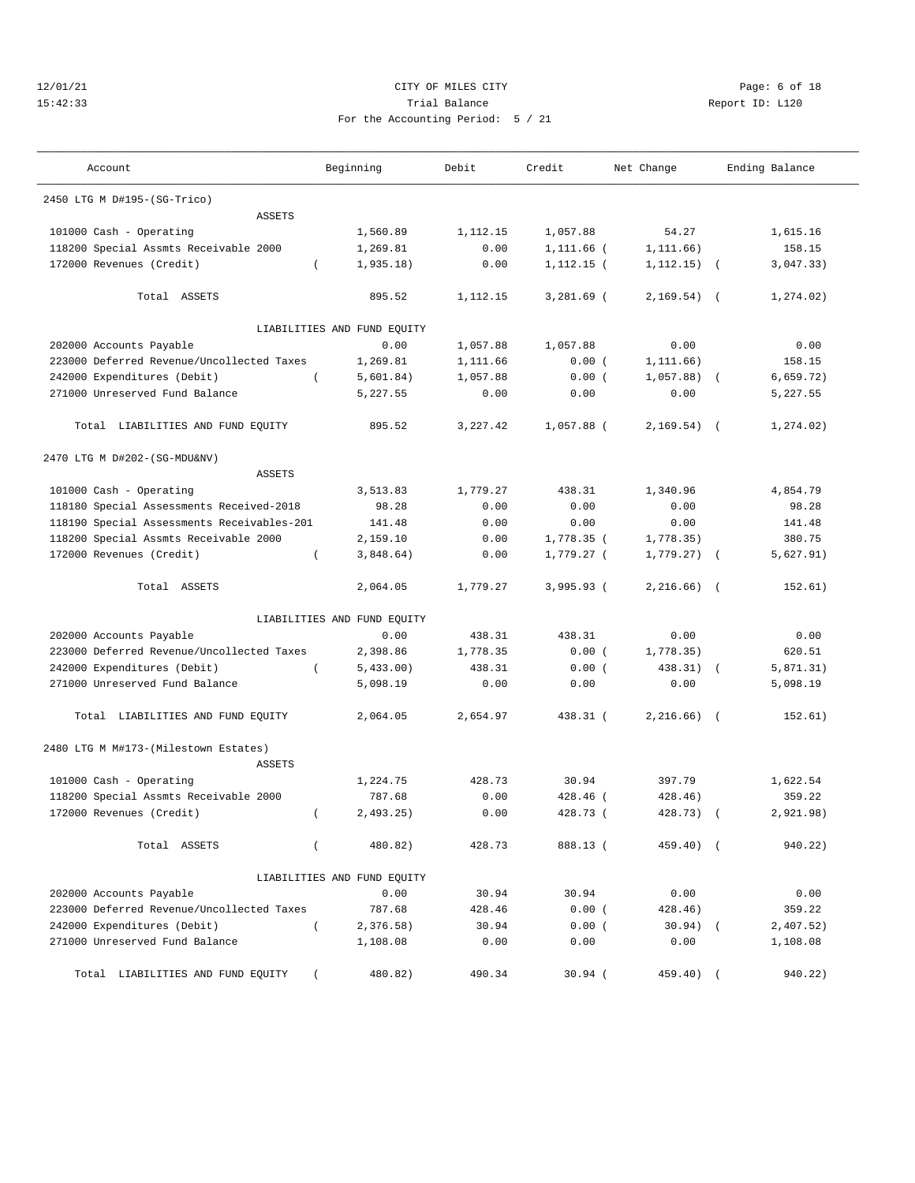CITY OF MILES CITY

Trial Balance

Report ID: L120

For the Accounting Period: 5 / 21

12/01/21 15:42:33

| Account | Beginning | Debit | Credit | Net Change | Ending Balance |
|---|---|---|---|---|---|
| **2450 LTG M D#195-(SG-Trico)** | | | | | |
| ASSETS | | | | | |
| 101000 Cash - Operating | 1,560.89 | 1,112.15 | 1,057.88 | 54.27 | 1,615.16 |
| 118200 Special Assmts Receivable 2000 | 1,269.81 | 0.00 | 1,111.66 | ( 1,111.66) | 158.15 |
| 172000 Revenues (Credit) | ( 1,935.18) | 0.00 | 1,112.15 | ( 1,112.15) | ( 3,047.33) |
| Total ASSETS | 895.52 | 1,112.15 | 3,281.69 | ( 2,169.54) | ( 1,274.02) |
| LIABILITIES AND FUND EQUITY | | | | | |
| 202000 Accounts Payable | 0.00 | 1,057.88 | 1,057.88 | 0.00 | 0.00 |
| 223000 Deferred Revenue/Uncollected Taxes | 1,269.81 | 1,111.66 | 0.00 | ( 1,111.66) | 158.15 |
| 242000 Expenditures (Debit) | ( 5,601.84) | 1,057.88 | 0.00 | ( 1,057.88) | ( 6,659.72) |
| 271000 Unreserved Fund Balance | 5,227.55 | 0.00 | 0.00 | 0.00 | 5,227.55 |
| Total LIABILITIES AND FUND EQUITY | 895.52 | 3,227.42 | 1,057.88 | ( 2,169.54) | ( 1,274.02) |
| **2470 LTG M D#202-(SG-MDU&NV)** | | | | | |
| ASSETS | | | | | |
| 101000 Cash - Operating | 3,513.83 | 1,779.27 | 438.31 | 1,340.96 | 4,854.79 |
| 118180 Special Assessments Received-2018 | 98.28 | 0.00 | 0.00 | 0.00 | 98.28 |
| 118190 Special Assessments Receivables-201 | 141.48 | 0.00 | 0.00 | 0.00 | 141.48 |
| 118200 Special Assmts Receivable 2000 | 2,159.10 | 0.00 | 1,778.35 | ( 1,778.35) | 380.75 |
| 172000 Revenues (Credit) | ( 3,848.64) | 0.00 | 1,779.27 | ( 1,779.27) | ( 5,627.91) |
| Total ASSETS | 2,064.05 | 1,779.27 | 3,995.93 | ( 2,216.66) | ( 152.61) |
| LIABILITIES AND FUND EQUITY | | | | | |
| 202000 Accounts Payable | 0.00 | 438.31 | 438.31 | 0.00 | 0.00 |
| 223000 Deferred Revenue/Uncollected Taxes | 2,398.86 | 1,778.35 | 0.00 | ( 1,778.35) | 620.51 |
| 242000 Expenditures (Debit) | ( 5,433.00) | 438.31 | 0.00 | ( 438.31) | ( 5,871.31) |
| 271000 Unreserved Fund Balance | 5,098.19 | 0.00 | 0.00 | 0.00 | 5,098.19 |
| Total LIABILITIES AND FUND EQUITY | 2,064.05 | 2,654.97 | 438.31 | ( 2,216.66) | ( 152.61) |
| **2480 LTG M M#173-(Milestown Estates)** | | | | | |
| ASSETS | | | | | |
| 101000 Cash - Operating | 1,224.75 | 428.73 | 30.94 | 397.79 | 1,622.54 |
| 118200 Special Assmts Receivable 2000 | 787.68 | 0.00 | 428.46 | ( 428.46) | 359.22 |
| 172000 Revenues (Credit) | ( 2,493.25) | 0.00 | 428.73 | ( 428.73) | ( 2,921.98) |
| Total ASSETS | ( 480.82) | 428.73 | 888.13 | ( 459.40) | ( 940.22) |
| LIABILITIES AND FUND EQUITY | | | | | |
| 202000 Accounts Payable | 0.00 | 30.94 | 30.94 | 0.00 | 0.00 |
| 223000 Deferred Revenue/Uncollected Taxes | 787.68 | 428.46 | 0.00 | ( 428.46) | 359.22 |
| 242000 Expenditures (Debit) | ( 2,376.58) | 30.94 | 0.00 | ( 30.94) | ( 2,407.52) |
| 271000 Unreserved Fund Balance | 1,108.08 | 0.00 | 0.00 | 0.00 | 1,108.08 |
| Total LIABILITIES AND FUND EQUITY | ( 480.82) | 490.34 | 30.94 | ( 459.40) | ( 940.22) |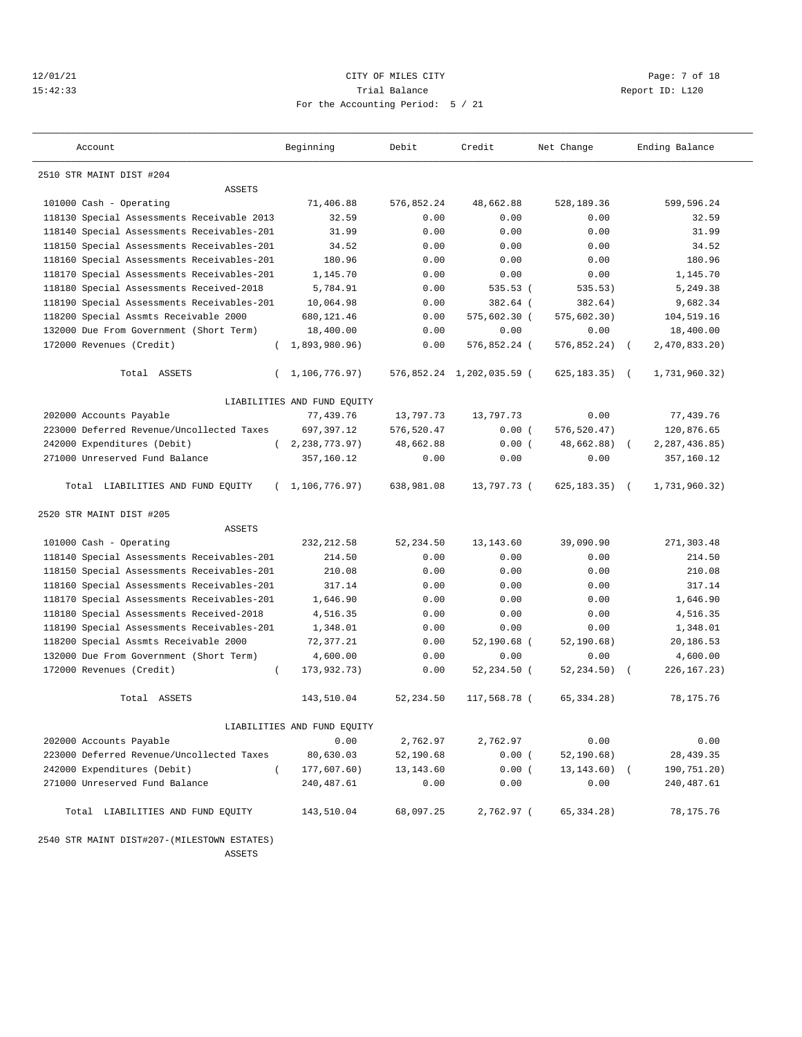12/01/21 CITY OF MILES CITY
15:42:33 Trial Balance Report ID: L120
For the Accounting Period: 5 / 21

| Account | Beginning | Debit | Credit | Net Change | Ending Balance |
|---|---|---|---|---|---|
| **2510 STR MAINT DIST #204** | | | | | |
| ASSETS | | | | | |
| 101000 Cash - Operating | 71,406.88 | 576,852.24 | 48,662.88 | 528,189.36 | 599,596.24 |
| 118130 Special Assessments Receivable 2013 | 32.59 | 0.00 | 0.00 | 0.00 | 32.59 |
| 118140 Special Assessments Receivables-201 | 31.99 | 0.00 | 0.00 | 0.00 | 31.99 |
| 118150 Special Assessments Receivables-201 | 34.52 | 0.00 | 0.00 | 0.00 | 34.52 |
| 118160 Special Assessments Receivables-201 | 180.96 | 0.00 | 0.00 | 0.00 | 180.96 |
| 118170 Special Assessments Receivables-201 | 1,145.70 | 0.00 | 0.00 | 0.00 | 1,145.70 |
| 118180 Special Assessments Received-2018 | 5,784.91 | 0.00 | 535.53 | ( 535.53) | 5,249.38 |
| 118190 Special Assessments Receivables-201 | 10,064.98 | 0.00 | 382.64 | ( 382.64) | 9,682.34 |
| 118200 Special Assmts Receivable 2000 | 680,121.46 | 0.00 | 575,602.30 | ( 575,602.30) | 104,519.16 |
| 132000 Due From Government (Short Term) | 18,400.00 | 0.00 | 0.00 | 0.00 | 18,400.00 |
| 172000 Revenues (Credit) | ( 1,893,980.96) | 0.00 | 576,852.24 | ( 576,852.24) | ( 2,470,833.20) |
| Total ASSETS | ( 1,106,776.97) | 576,852.24 | 1,202,035.59 | ( 625,183.35) | ( 1,731,960.32) |
| LIABILITIES AND FUND EQUITY | | | | | |
| 202000 Accounts Payable | 77,439.76 | 13,797.73 | 13,797.73 | 0.00 | 77,439.76 |
| 223000 Deferred Revenue/Uncollected Taxes | 697,397.12 | 576,520.47 | 0.00 | ( 576,520.47) | 120,876.65 |
| 242000 Expenditures (Debit) | ( 2,238,773.97) | 48,662.88 | 0.00 | ( 48,662.88) | ( 2,287,436.85) |
| 271000 Unreserved Fund Balance | 357,160.12 | 0.00 | 0.00 | 0.00 | 357,160.12 |
| Total LIABILITIES AND FUND EQUITY | ( 1,106,776.97) | 638,981.08 | 13,797.73 | ( 625,183.35) | ( 1,731,960.32) |
| **2520 STR MAINT DIST #205** | | | | | |
| ASSETS | | | | | |
| 101000 Cash - Operating | 232,212.58 | 52,234.50 | 13,143.60 | 39,090.90 | 271,303.48 |
| 118140 Special Assessments Receivables-201 | 214.50 | 0.00 | 0.00 | 0.00 | 214.50 |
| 118150 Special Assessments Receivables-201 | 210.08 | 0.00 | 0.00 | 0.00 | 210.08 |
| 118160 Special Assessments Receivables-201 | 317.14 | 0.00 | 0.00 | 0.00 | 317.14 |
| 118170 Special Assessments Receivables-201 | 1,646.90 | 0.00 | 0.00 | 0.00 | 1,646.90 |
| 118180 Special Assessments Received-2018 | 4,516.35 | 0.00 | 0.00 | 0.00 | 4,516.35 |
| 118190 Special Assessments Receivables-201 | 1,348.01 | 0.00 | 0.00 | 0.00 | 1,348.01 |
| 118200 Special Assmts Receivable 2000 | 72,377.21 | 0.00 | 52,190.68 | ( 52,190.68) | 20,186.53 |
| 132000 Due From Government (Short Term) | 4,600.00 | 0.00 | 0.00 | 0.00 | 4,600.00 |
| 172000 Revenues (Credit) | ( 173,932.73) | 0.00 | 52,234.50 | ( 52,234.50) | ( 226,167.23) |
| Total ASSETS | 143,510.04 | 52,234.50 | 117,568.78 | ( 65,334.28) | 78,175.76 |
| LIABILITIES AND FUND EQUITY | | | | | |
| 202000 Accounts Payable | 0.00 | 2,762.97 | 2,762.97 | 0.00 | 0.00 |
| 223000 Deferred Revenue/Uncollected Taxes | 80,630.03 | 52,190.68 | 0.00 | ( 52,190.68) | 28,439.35 |
| 242000 Expenditures (Debit) | ( 177,607.60) | 13,143.60 | 0.00 | ( 13,143.60) | ( 190,751.20) |
| 271000 Unreserved Fund Balance | 240,487.61 | 0.00 | 0.00 | 0.00 | 240,487.61 |
| Total LIABILITIES AND FUND EQUITY | 143,510.04 | 68,097.25 | 2,762.97 | ( 65,334.28) | 78,175.76 |
| **2540 STR MAINT DIST#207-(MILESTOWN ESTATES)** | | | | | |
| ASSETS | | | | | |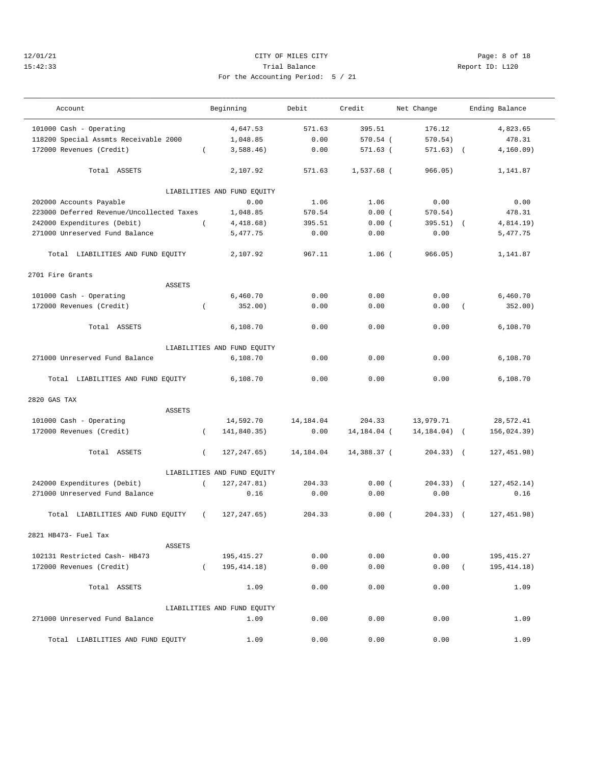CITY OF MILES CITY

Trial Balance

For the Accounting Period: 5 / 21

12/01/21 15:42:33 Report ID: L120

| Account | Beginning | Debit | Credit | Net Change | Ending Balance |
|---|---|---|---|---|---|
| 101000 Cash - Operating | 4,647.53 | 571.63 | 395.51 | 176.12 | 4,823.65 |
| 118200 Special Assmts Receivable 2000 | 1,048.85 | 0.00 | 570.54 | (570.54) | 478.31 |
| 172000 Revenues (Credit) | (3,588.46) | 0.00 | 571.63 | (571.63) | (4,160.09) |
| Total ASSETS | 2,107.92 | 571.63 | 1,537.68 | (966.05) | 1,141.87 |
| LIABILITIES AND FUND EQUITY | | | | | |
| 202000 Accounts Payable | 0.00 | 1.06 | 1.06 | 0.00 | 0.00 |
| 223000 Deferred Revenue/Uncollected Taxes | 1,048.85 | 570.54 | 0.00 | (570.54) | 478.31 |
| 242000 Expenditures (Debit) | (4,418.68) | 395.51 | 0.00 | (395.51) | (4,814.19) |
| 271000 Unreserved Fund Balance | 5,477.75 | 0.00 | 0.00 | 0.00 | 5,477.75 |
| Total LIABILITIES AND FUND EQUITY | 2,107.92 | 967.11 | 1.06 | (966.05) | 1,141.87 |
| **2701 Fire Grants** | | | | | |
| ASSETS | | | | | |
| 101000 Cash - Operating | 6,460.70 | 0.00 | 0.00 | 0.00 | 6,460.70 |
| 172000 Revenues (Credit) | (352.00) | 0.00 | 0.00 | 0.00 | (352.00) |
| Total ASSETS | 6,108.70 | 0.00 | 0.00 | 0.00 | 6,108.70 |
| LIABILITIES AND FUND EQUITY | | | | | |
| 271000 Unreserved Fund Balance | 6,108.70 | 0.00 | 0.00 | 0.00 | 6,108.70 |
| Total LIABILITIES AND FUND EQUITY | 6,108.70 | 0.00 | 0.00 | 0.00 | 6,108.70 |
| **2820 GAS TAX** | | | | | |
| ASSETS | | | | | |
| 101000 Cash - Operating | 14,592.70 | 14,184.04 | 204.33 | 13,979.71 | 28,572.41 |
| 172000 Revenues (Credit) | (141,840.35) | 0.00 | 14,184.04 | (14,184.04) | (156,024.39) |
| Total ASSETS | (127,247.65) | 14,184.04 | 14,388.37 | (204.33) | (127,451.98) |
| LIABILITIES AND FUND EQUITY | | | | | |
| 242000 Expenditures (Debit) | (127,247.81) | 204.33 | 0.00 | (204.33) | (127,452.14) |
| 271000 Unreserved Fund Balance | 0.16 | 0.00 | 0.00 | 0.00 | 0.16 |
| Total LIABILITIES AND FUND EQUITY | (127,247.65) | 204.33 | 0.00 | (204.33) | (127,451.98) |
| **2821 HB473- Fuel Tax** | | | | | |
| ASSETS | | | | | |
| 102131 Restricted Cash- HB473 | 195,415.27 | 0.00 | 0.00 | 0.00 | 195,415.27 |
| 172000 Revenues (Credit) | (195,414.18) | 0.00 | 0.00 | 0.00 | (195,414.18) |
| Total ASSETS | 1.09 | 0.00 | 0.00 | 0.00 | 1.09 |
| LIABILITIES AND FUND EQUITY | | | | | |
| 271000 Unreserved Fund Balance | 1.09 | 0.00 | 0.00 | 0.00 | 1.09 |
| Total LIABILITIES AND FUND EQUITY | 1.09 | 0.00 | 0.00 | 0.00 | 1.09 |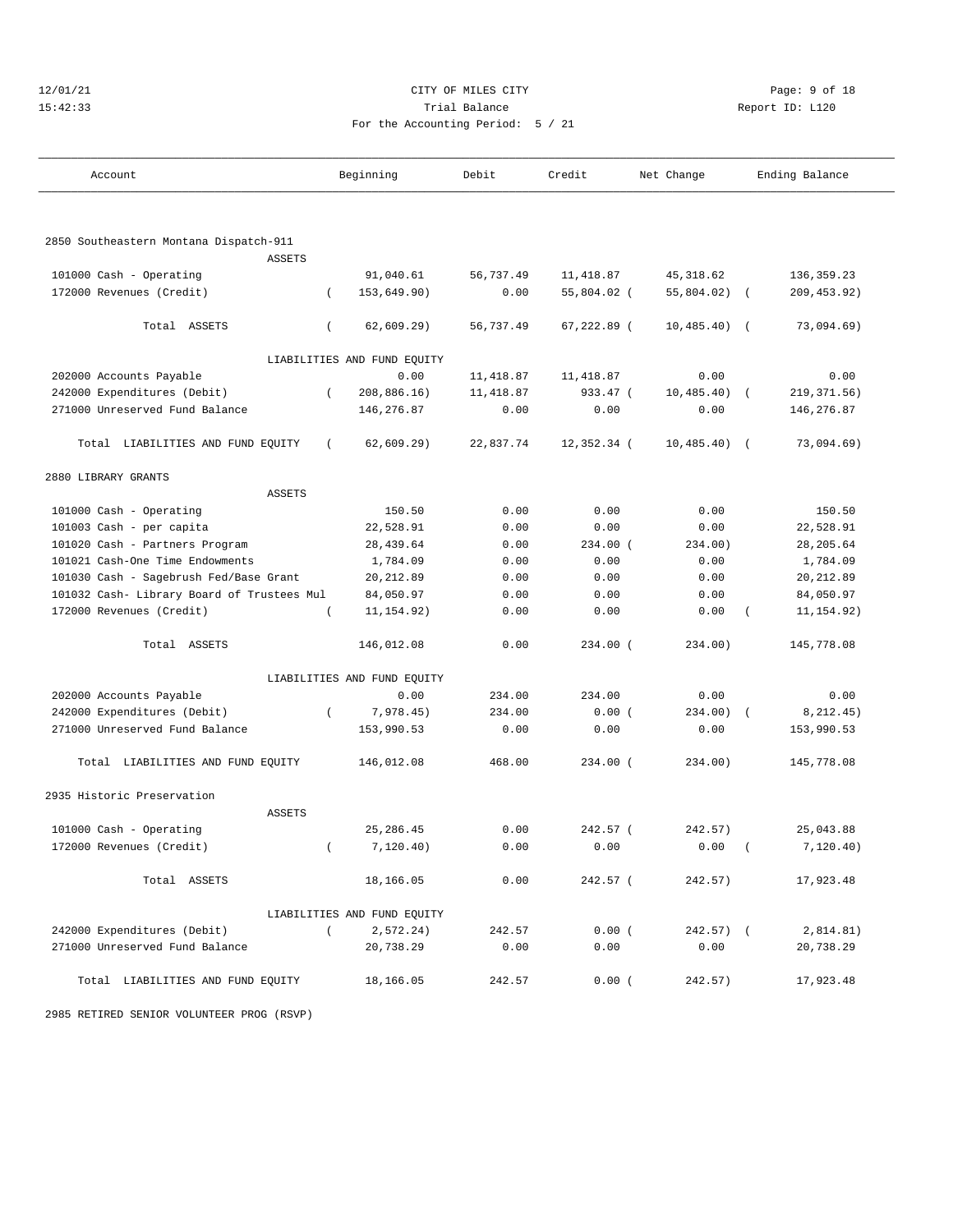CITY OF MILES CITY
Trial Balance
For the Accounting Period: 5 / 21

| Account | Beginning | Debit | Credit | Net Change | Ending Balance |
|---|---|---|---|---|---|
| **2850 Southeastern Montana Dispatch-911** | | | | | |
| ASSETS | | | | | |
| 101000 Cash - Operating | 91,040.61 | 56,737.49 | 11,418.87 | 45,318.62 | 136,359.23 |
| 172000 Revenues (Credit) | ( 153,649.90) | 0.00 | 55,804.02 ( | 55,804.02) ( | 209,453.92) |
| Total ASSETS | ( 62,609.29) | 56,737.49 | 67,222.89 ( | 10,485.40) ( | 73,094.69) |
| LIABILITIES AND FUND EQUITY | | | | | |
| 202000 Accounts Payable | 0.00 | 11,418.87 | 11,418.87 | 0.00 | 0.00 |
| 242000 Expenditures (Debit) | ( 208,886.16) | 11,418.87 | 933.47 ( | 10,485.40) ( | 219,371.56) |
| 271000 Unreserved Fund Balance | 146,276.87 | 0.00 | 0.00 | 0.00 | 146,276.87 |
| Total LIABILITIES AND FUND EQUITY | ( 62,609.29) | 22,837.74 | 12,352.34 ( | 10,485.40) ( | 73,094.69) |
| **2880 LIBRARY GRANTS** | | | | | |
| ASSETS | | | | | |
| 101000 Cash - Operating | 150.50 | 0.00 | 0.00 | 0.00 | 150.50 |
| 101003 Cash - per capita | 22,528.91 | 0.00 | 0.00 | 0.00 | 22,528.91 |
| 101020 Cash - Partners Program | 28,439.64 | 0.00 | 234.00 ( | 234.00) | 28,205.64 |
| 101021 Cash-One Time Endowments | 1,784.09 | 0.00 | 0.00 | 0.00 | 1,784.09 |
| 101030 Cash - Sagebrush Fed/Base Grant | 20,212.89 | 0.00 | 0.00 | 0.00 | 20,212.89 |
| 101032 Cash- Library Board of Trustees Mul | 84,050.97 | 0.00 | 0.00 | 0.00 | 84,050.97 |
| 172000 Revenues (Credit) | ( 11,154.92) | 0.00 | 0.00 | 0.00 ( | 11,154.92) |
| Total ASSETS | 146,012.08 | 0.00 | 234.00 ( | 234.00) | 145,778.08 |
| LIABILITIES AND FUND EQUITY | | | | | |
| 202000 Accounts Payable | 0.00 | 234.00 | 234.00 | 0.00 | 0.00 |
| 242000 Expenditures (Debit) | ( 7,978.45) | 234.00 | 0.00 ( | 234.00) ( | 8,212.45) |
| 271000 Unreserved Fund Balance | 153,990.53 | 0.00 | 0.00 | 0.00 | 153,990.53 |
| Total LIABILITIES AND FUND EQUITY | 146,012.08 | 468.00 | 234.00 ( | 234.00) | 145,778.08 |
| **2935 Historic Preservation** | | | | | |
| ASSETS | | | | | |
| 101000 Cash - Operating | 25,286.45 | 0.00 | 242.57 ( | 242.57) | 25,043.88 |
| 172000 Revenues (Credit) | ( 7,120.40) | 0.00 | 0.00 | 0.00 ( | 7,120.40) |
| Total ASSETS | 18,166.05 | 0.00 | 242.57 ( | 242.57) | 17,923.48 |
| LIABILITIES AND FUND EQUITY | | | | | |
| 242000 Expenditures (Debit) | ( 2,572.24) | 242.57 | 0.00 ( | 242.57) ( | 2,814.81) |
| 271000 Unreserved Fund Balance | 20,738.29 | 0.00 | 0.00 | 0.00 | 20,738.29 |
| Total LIABILITIES AND FUND EQUITY | 18,166.05 | 242.57 | 0.00 ( | 242.57) | 17,923.48 |
| **2985 RETIRED SENIOR VOLUNTEER PROG (RSVP)** | | | | | |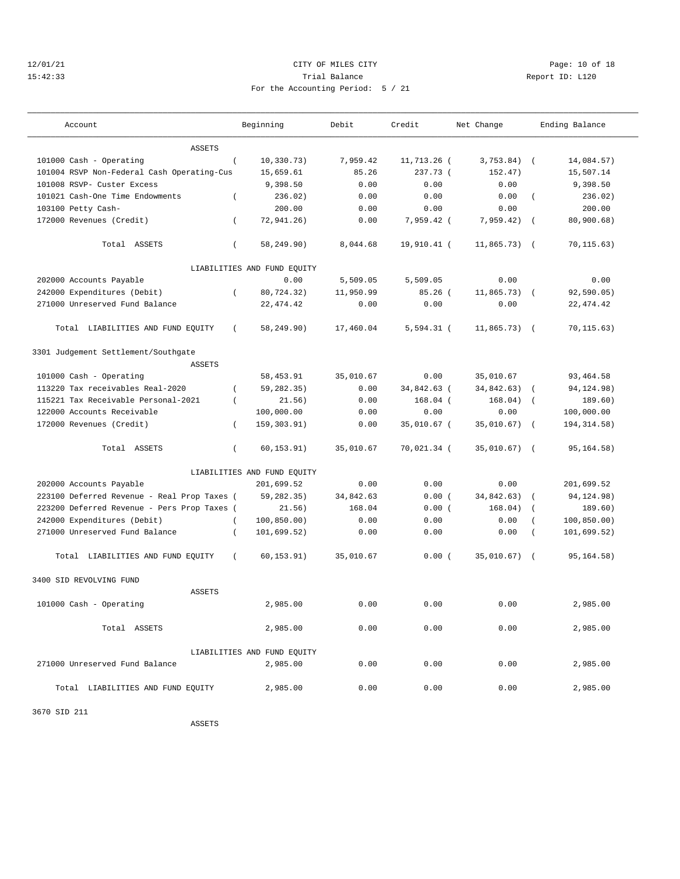CITY OF MILES CITY
Trial Balance
For the Accounting Period: 5 / 21

12/01/21
15:42:33
Report ID: L120

| Account | Beginning | Debit | Credit | Net Change | Ending Balance |
|---|---|---|---|---|---|
| ASSETS | | | | | |
| 101000 Cash - Operating | ( 10,330.73) | 7,959.42 | 11,713.26 | ( 3,753.84) | ( 14,084.57) |
| 101004 RSVP Non-Federal Cash Operating-Cus | 15,659.61 | 85.26 | 237.73 | ( 152.47) | 15,507.14 |
| 101008 RSVP- Custer Excess | 9,398.50 | 0.00 | 0.00 | 0.00 | 9,398.50 |
| 101021 Cash-One Time Endowments | ( 236.02) | 0.00 | 0.00 | 0.00 | ( 236.02) |
| 103100 Petty Cash- | 200.00 | 0.00 | 0.00 | 0.00 | 200.00 |
| 172000 Revenues (Credit) | ( 72,941.26) | 0.00 | 7,959.42 | ( 7,959.42) | ( 80,900.68) |
| Total ASSETS | ( 58,249.90) | 8,044.68 | 19,910.41 | ( 11,865.73) | ( 70,115.63) |
| LIABILITIES AND FUND EQUITY | | | | | |
| 202000 Accounts Payable | 0.00 | 5,509.05 | 5,509.05 | 0.00 | 0.00 |
| 242000 Expenditures (Debit) | ( 80,724.32) | 11,950.99 | 85.26 | ( 11,865.73) | ( 92,590.05) |
| 271000 Unreserved Fund Balance | 22,474.42 | 0.00 | 0.00 | 0.00 | 22,474.42 |
| Total LIABILITIES AND FUND EQUITY | ( 58,249.90) | 17,460.04 | 5,594.31 | ( 11,865.73) | ( 70,115.63) |
| **3301 Judgement Settlement/Southgate** | | | | | |
| ASSETS | | | | | |
| 101000 Cash - Operating | 58,453.91 | 35,010.67 | 0.00 | 35,010.67 | 93,464.58 |
| 113220 Tax receivables Real-2020 | ( 59,282.35) | 0.00 | 34,842.63 | ( 34,842.63) | ( 94,124.98) |
| 115221 Tax Receivable Personal-2021 | ( 21.56) | 0.00 | 168.04 | ( 168.04) | ( 189.60) |
| 122000 Accounts Receivable | 100,000.00 | 0.00 | 0.00 | 0.00 | 100,000.00 |
| 172000 Revenues (Credit) | ( 159,303.91) | 0.00 | 35,010.67 | ( 35,010.67) | ( 194,314.58) |
| Total ASSETS | ( 60,153.91) | 35,010.67 | 70,021.34 | ( 35,010.67) | ( 95,164.58) |
| LIABILITIES AND FUND EQUITY | | | | | |
| 202000 Accounts Payable | 201,699.52 | 0.00 | 0.00 | 0.00 | 201,699.52 |
| 223100 Deferred Revenue - Real Prop Taxes | ( 59,282.35) | 34,842.63 | 0.00 | ( 34,842.63) | ( 94,124.98) |
| 223200 Deferred Revenue - Pers Prop Taxes | ( 21.56) | 168.04 | 0.00 | ( 168.04) | ( 189.60) |
| 242000 Expenditures (Debit) | ( 100,850.00) | 0.00 | 0.00 | 0.00 | ( 100,850.00) |
| 271000 Unreserved Fund Balance | ( 101,699.52) | 0.00 | 0.00 | 0.00 | ( 101,699.52) |
| Total LIABILITIES AND FUND EQUITY | ( 60,153.91) | 35,010.67 | 0.00 | ( 35,010.67) | ( 95,164.58) |
| **3400 SID REVOLVING FUND** | | | | | |
| ASSETS | | | | | |
| 101000 Cash - Operating | 2,985.00 | 0.00 | 0.00 | 0.00 | 2,985.00 |
| Total ASSETS | 2,985.00 | 0.00 | 0.00 | 0.00 | 2,985.00 |
| LIABILITIES AND FUND EQUITY | | | | | |
| 271000 Unreserved Fund Balance | 2,985.00 | 0.00 | 0.00 | 0.00 | 2,985.00 |
| Total LIABILITIES AND FUND EQUITY | 2,985.00 | 0.00 | 0.00 | 0.00 | 2,985.00 |
| **3670 SID 211** | | | | | |
| ASSETS | | | | | |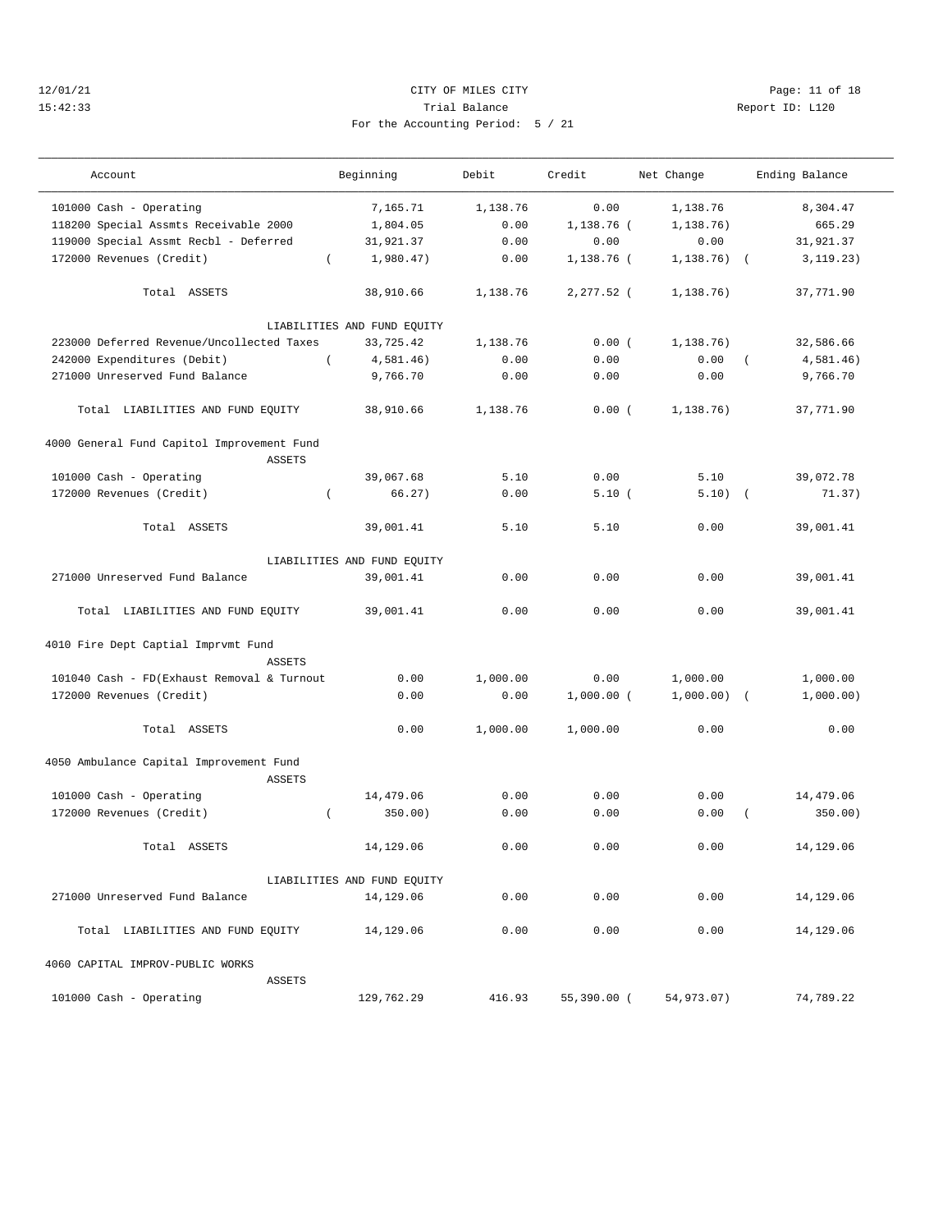CITY OF MILES CITY

Trial Balance

For the Accounting Period: 5 / 21

| Account | Beginning | Debit | Credit | Net Change | Ending Balance |
|---|---|---|---|---|---|
| 101000 Cash - Operating | 7,165.71 | 1,138.76 | 0.00 | 1,138.76 | 8,304.47 |
| 118200 Special Assmts Receivable 2000 | 1,804.05 | 0.00 | 1,138.76 | ( 1,138.76) | 665.29 |
| 119000 Special Assmt Recbl - Deferred | 31,921.37 | 0.00 | 0.00 | 0.00 | 31,921.37 |
| 172000 Revenues (Credit) | ( 1,980.47) | 0.00 | 1,138.76 | ( 1,138.76) | ( 3,119.23) |
| Total ASSETS | 38,910.66 | 1,138.76 | 2,277.52 | ( 1,138.76) | 37,771.90 |
| LIABILITIES AND FUND EQUITY | | | | | |
| 223000 Deferred Revenue/Uncollected Taxes | 33,725.42 | 1,138.76 | 0.00 | ( 1,138.76) | 32,586.66 |
| 242000 Expenditures (Debit) | ( 4,581.46) | 0.00 | 0.00 | 0.00 | ( 4,581.46) |
| 271000 Unreserved Fund Balance | 9,766.70 | 0.00 | 0.00 | 0.00 | 9,766.70 |
| Total LIABILITIES AND FUND EQUITY | 38,910.66 | 1,138.76 | 0.00 | ( 1,138.76) | 37,771.90 |
| **4000 General Fund Capitol Improvement Fund** | | | | | |
| ASSETS | | | | | |
| 101000 Cash - Operating | 39,067.68 | 5.10 | 0.00 | 5.10 | 39,072.78 |
| 172000 Revenues (Credit) | ( 66.27) | 0.00 | 5.10 | ( 5.10) | ( 71.37) |
| Total ASSETS | 39,001.41 | 5.10 | 5.10 | 0.00 | 39,001.41 |
| LIABILITIES AND FUND EQUITY | | | | | |
| 271000 Unreserved Fund Balance | 39,001.41 | 0.00 | 0.00 | 0.00 | 39,001.41 |
| Total LIABILITIES AND FUND EQUITY | 39,001.41 | 0.00 | 0.00 | 0.00 | 39,001.41 |
| **4010 Fire Dept Captial Imprvmt Fund** | | | | | |
| ASSETS | | | | | |
| 101040 Cash - FD(Exhaust Removal & Turnout | 0.00 | 1,000.00 | 0.00 | 1,000.00 | 1,000.00 |
| 172000 Revenues (Credit) | 0.00 | 0.00 | 1,000.00 | ( 1,000.00) | ( 1,000.00) |
| Total ASSETS | 0.00 | 1,000.00 | 1,000.00 | 0.00 | 0.00 |
| **4050 Ambulance Capital Improvement Fund** | | | | | |
| ASSETS | | | | | |
| 101000 Cash - Operating | 14,479.06 | 0.00 | 0.00 | 0.00 | 14,479.06 |
| 172000 Revenues (Credit) | ( 350.00) | 0.00 | 0.00 | 0.00 | ( 350.00) |
| Total ASSETS | 14,129.06 | 0.00 | 0.00 | 0.00 | 14,129.06 |
| LIABILITIES AND FUND EQUITY | | | | | |
| 271000 Unreserved Fund Balance | 14,129.06 | 0.00 | 0.00 | 0.00 | 14,129.06 |
| Total LIABILITIES AND FUND EQUITY | 14,129.06 | 0.00 | 0.00 | 0.00 | 14,129.06 |
| **4060 CAPITAL IMPROV-PUBLIC WORKS** | | | | | |
| ASSETS | | | | | |
| 101000 Cash - Operating | 129,762.29 | 416.93 | 55,390.00 | ( 54,973.07) | 74,789.22 |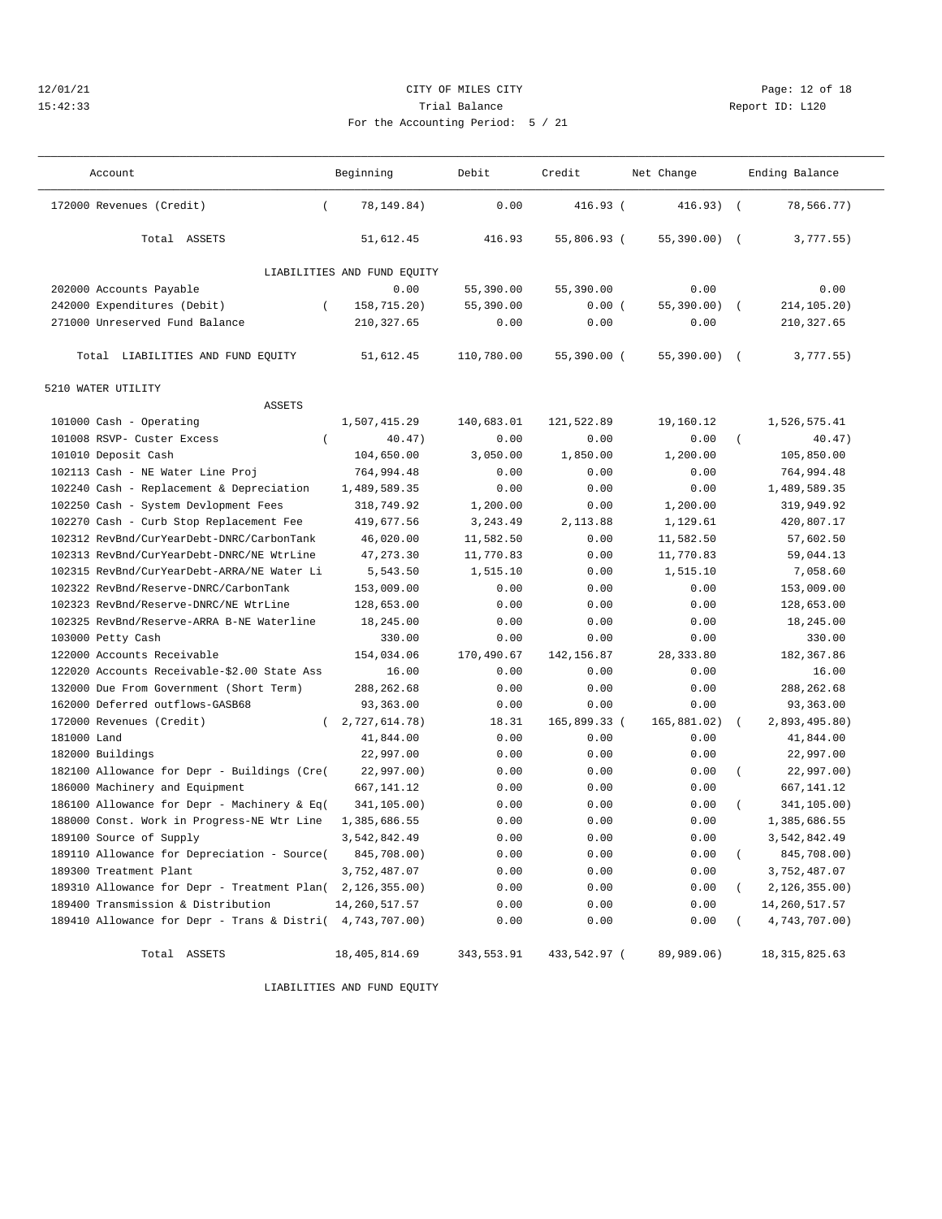12/01/21 CITY OF MILES CITY
15:42:33 Trial Balance Report ID: L120
For the Accounting Period: 5 / 21

| Account | Beginning | Debit | Credit | Net Change | Ending Balance |
|---|---|---|---|---|---|
| 172000 Revenues (Credit) | ( 78,149.84) | 0.00 | 416.93 | ( 416.93) | ( 78,566.77) |
| Total ASSETS | 51,612.45 | 416.93 | 55,806.93 | ( 55,390.00) | ( 3,777.55) |
| LIABILITIES AND FUND EQUITY | | | | | |
| 202000 Accounts Payable | 0.00 | 55,390.00 | 55,390.00 | 0.00 | 0.00 |
| 242000 Expenditures (Debit) | ( 158,715.20) | 55,390.00 | 0.00 | ( 55,390.00) | ( 214,105.20) |
| 271000 Unreserved Fund Balance | 210,327.65 | 0.00 | 0.00 | 0.00 | 210,327.65 |
| Total LIABILITIES AND FUND EQUITY | 51,612.45 | 110,780.00 | 55,390.00 | ( 55,390.00) | ( 3,777.55) |
| 5210 WATER UTILITY | | | | | |
| ASSETS | | | | | |
| 101000 Cash - Operating | 1,507,415.29 | 140,683.01 | 121,522.89 | 19,160.12 | 1,526,575.41 |
| 101008 RSVP- Custer Excess | ( 40.47) | 0.00 | 0.00 | 0.00 | ( 40.47) |
| 101010 Deposit Cash | 104,650.00 | 3,050.00 | 1,850.00 | 1,200.00 | 105,850.00 |
| 102113 Cash - NE Water Line Proj | 764,994.48 | 0.00 | 0.00 | 0.00 | 764,994.48 |
| 102240 Cash - Replacement & Depreciation | 1,489,589.35 | 0.00 | 0.00 | 0.00 | 1,489,589.35 |
| 102250 Cash - System Devlopment Fees | 318,749.92 | 1,200.00 | 0.00 | 1,200.00 | 319,949.92 |
| 102270 Cash - Curb Stop Replacement Fee | 419,677.56 | 3,243.49 | 2,113.88 | 1,129.61 | 420,807.17 |
| 102312 RevBnd/CurYearDebt-DNRC/CarbonTank | 46,020.00 | 11,582.50 | 0.00 | 11,582.50 | 57,602.50 |
| 102313 RevBnd/CurYearDebt-DNRC/NE WtrLine | 47,273.30 | 11,770.83 | 0.00 | 11,770.83 | 59,044.13 |
| 102315 RevBnd/CurYearDebt-ARRA/NE Water Li | 5,543.50 | 1,515.10 | 0.00 | 1,515.10 | 7,058.60 |
| 102322 RevBnd/Reserve-DNRC/CarbonTank | 153,009.00 | 0.00 | 0.00 | 0.00 | 153,009.00 |
| 102323 RevBnd/Reserve-DNRC/NE WtrLine | 128,653.00 | 0.00 | 0.00 | 0.00 | 128,653.00 |
| 102325 RevBnd/Reserve-ARRA B-NE Waterline | 18,245.00 | 0.00 | 0.00 | 0.00 | 18,245.00 |
| 103000 Petty Cash | 330.00 | 0.00 | 0.00 | 0.00 | 330.00 |
| 122000 Accounts Receivable | 154,034.06 | 170,490.67 | 142,156.87 | 28,333.80 | 182,367.86 |
| 122020 Accounts Receivable-$2.00 State Ass | 16.00 | 0.00 | 0.00 | 0.00 | 16.00 |
| 132000 Due From Government (Short Term) | 288,262.68 | 0.00 | 0.00 | 0.00 | 288,262.68 |
| 162000 Deferred outflows-GASB68 | 93,363.00 | 0.00 | 0.00 | 0.00 | 93,363.00 |
| 172000 Revenues (Credit) | ( 2,727,614.78) | 18.31 | 165,899.33 | ( 165,881.02) | ( 2,893,495.80) |
| 181000 Land | 41,844.00 | 0.00 | 0.00 | 0.00 | 41,844.00 |
| 182000 Buildings | 22,997.00 | 0.00 | 0.00 | 0.00 | 22,997.00 |
| 182100 Allowance for Depr - Buildings (Cre | ( 22,997.00) | 0.00 | 0.00 | 0.00 | ( 22,997.00) |
| 186000 Machinery and Equipment | 667,141.12 | 0.00 | 0.00 | 0.00 | 667,141.12 |
| 186100 Allowance for Depr - Machinery & Eq | ( 341,105.00) | 0.00 | 0.00 | 0.00 | ( 341,105.00) |
| 188000 Const. Work in Progress-NE Wtr Line | 1,385,686.55 | 0.00 | 0.00 | 0.00 | 1,385,686.55 |
| 189100 Source of Supply | 3,542,842.49 | 0.00 | 0.00 | 0.00 | 3,542,842.49 |
| 189110 Allowance for Depreciation - Source | ( 845,708.00) | 0.00 | 0.00 | 0.00 | ( 845,708.00) |
| 189300 Treatment Plant | 3,752,487.07 | 0.00 | 0.00 | 0.00 | 3,752,487.07 |
| 189310 Allowance for Depr - Treatment Plan | ( 2,126,355.00) | 0.00 | 0.00 | 0.00 | ( 2,126,355.00) |
| 189400 Transmission & Distribution | 14,260,517.57 | 0.00 | 0.00 | 0.00 | 14,260,517.57 |
| 189410 Allowance for Depr - Trans & Distri | ( 4,743,707.00) | 0.00 | 0.00 | 0.00 | ( 4,743,707.00) |
| Total ASSETS | 18,405,814.69 | 343,553.91 | 433,542.97 | ( 89,989.06) | 18,315,825.63 |

LIABILITIES AND FUND EQUITY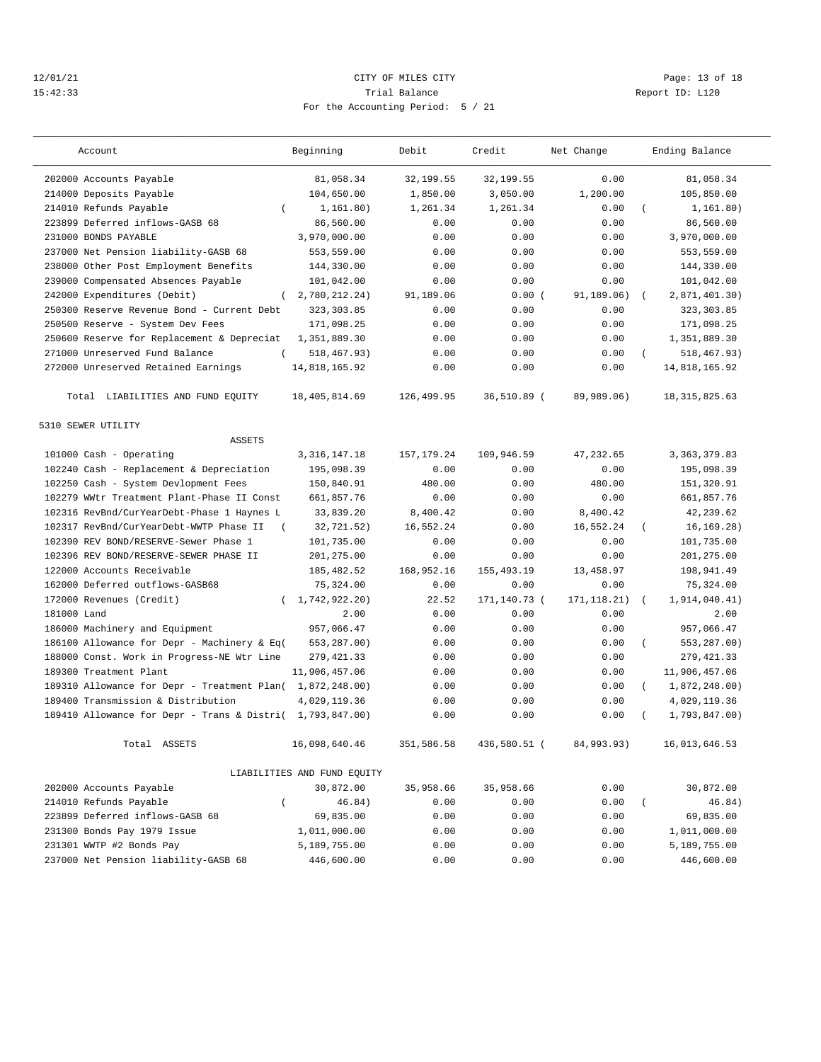12/01/21 CITY OF MILES CITY
15:42:33 Trial Balance Report ID: L120
For the Accounting Period: 5 / 21

| Account | Beginning | Debit | Credit | Net Change | Ending Balance |
|---|---|---|---|---|---|
| 202000 Accounts Payable | 81,058.34 | 32,199.55 | 32,199.55 | 0.00 | 81,058.34 |
| 214000 Deposits Payable | 104,650.00 | 1,850.00 | 3,050.00 | 1,200.00 | 105,850.00 |
| 214010 Refunds Payable | ( 1,161.80) | 1,261.34 | 1,261.34 | 0.00 | ( 1,161.80) |
| 223899 Deferred inflows-GASB 68 | 86,560.00 | 0.00 | 0.00 | 0.00 | 86,560.00 |
| 231000 BONDS PAYABLE | 3,970,000.00 | 0.00 | 0.00 | 0.00 | 3,970,000.00 |
| 237000 Net Pension liability-GASB 68 | 553,559.00 | 0.00 | 0.00 | 0.00 | 553,559.00 |
| 238000 Other Post Employment Benefits | 144,330.00 | 0.00 | 0.00 | 0.00 | 144,330.00 |
| 239000 Compensated Absences Payable | 101,042.00 | 0.00 | 0.00 | 0.00 | 101,042.00 |
| 242000 Expenditures (Debit) | ( 2,780,212.24) | 91,189.06 | 0.00 | ( 91,189.06) | ( 2,871,401.30) |
| 250300 Reserve Revenue Bond - Current Debt | 323,303.85 | 0.00 | 0.00 | 0.00 | 323,303.85 |
| 250500 Reserve - System Dev Fees | 171,098.25 | 0.00 | 0.00 | 0.00 | 171,098.25 |
| 250600 Reserve for Replacement & Depreciat | 1,351,889.30 | 0.00 | 0.00 | 0.00 | 1,351,889.30 |
| 271000 Unreserved Fund Balance | ( 518,467.93) | 0.00 | 0.00 | 0.00 | ( 518,467.93) |
| 272000 Unreserved Retained Earnings | 14,818,165.92 | 0.00 | 0.00 | 0.00 | 14,818,165.92 |
| Total LIABILITIES AND FUND EQUITY | 18,405,814.69 | 126,499.95 | 36,510.89 | ( 89,989.06) | 18,315,825.63 |
| **5310 SEWER UTILITY** | | | | | |
| ASSETS | | | | | |
| 101000 Cash - Operating | 3,316,147.18 | 157,179.24 | 109,946.59 | 47,232.65 | 3,363,379.83 |
| 102240 Cash - Replacement & Depreciation | 195,098.39 | 0.00 | 0.00 | 0.00 | 195,098.39 |
| 102250 Cash - System Devlopment Fees | 150,840.91 | 480.00 | 0.00 | 480.00 | 151,320.91 |
| 102279 WWtr Treatment Plant-Phase II Const | 661,857.76 | 0.00 | 0.00 | 0.00 | 661,857.76 |
| 102316 RevBnd/CurYearDebt-Phase 1 Haynes L | 33,839.20 | 8,400.42 | 0.00 | 8,400.42 | 42,239.62 |
| 102317 RevBnd/CurYearDebt-WWTP Phase II | ( 32,721.52) | 16,552.24 | 0.00 | 16,552.24 | ( 16,169.28) |
| 102390 REV BOND/RESERVE-Sewer Phase 1 | 101,735.00 | 0.00 | 0.00 | 0.00 | 101,735.00 |
| 102396 REV BOND/RESERVE-SEWER PHASE II | 201,275.00 | 0.00 | 0.00 | 0.00 | 201,275.00 |
| 122000 Accounts Receivable | 185,482.52 | 168,952.16 | 155,493.19 | 13,458.97 | 198,941.49 |
| 162000 Deferred outflows-GASB68 | 75,324.00 | 0.00 | 0.00 | 0.00 | 75,324.00 |
| 172000 Revenues (Credit) | ( 1,742,922.20) | 22.52 | 171,140.73 | ( 171,118.21) | ( 1,914,040.41) |
| 181000 Land | 2.00 | 0.00 | 0.00 | 0.00 | 2.00 |
| 186000 Machinery and Equipment | 957,066.47 | 0.00 | 0.00 | 0.00 | 957,066.47 |
| 186100 Allowance for Depr - Machinery & Eq | ( 553,287.00) | 0.00 | 0.00 | 0.00 | ( 553,287.00) |
| 188000 Const. Work in Progress-NE Wtr Line | 279,421.33 | 0.00 | 0.00 | 0.00 | 279,421.33 |
| 189300 Treatment Plant | 11,906,457.06 | 0.00 | 0.00 | 0.00 | 11,906,457.06 |
| 189310 Allowance for Depr - Treatment Plan | ( 1,872,248.00) | 0.00 | 0.00 | 0.00 | ( 1,872,248.00) |
| 189400 Transmission & Distribution | 4,029,119.36 | 0.00 | 0.00 | 0.00 | 4,029,119.36 |
| 189410 Allowance for Depr - Trans & Distri | ( 1,793,847.00) | 0.00 | 0.00 | 0.00 | ( 1,793,847.00) |
| Total ASSETS | 16,098,640.46 | 351,586.58 | 436,580.51 | ( 84,993.93) | 16,013,646.53 |
| LIABILITIES AND FUND EQUITY | | | | | |
| 202000 Accounts Payable | 30,872.00 | 35,958.66 | 35,958.66 | 0.00 | 30,872.00 |
| 214010 Refunds Payable | ( 46.84) | 0.00 | 0.00 | 0.00 | ( 46.84) |
| 223899 Deferred inflows-GASB 68 | 69,835.00 | 0.00 | 0.00 | 0.00 | 69,835.00 |
| 231300 Bonds Pay 1979 Issue | 1,011,000.00 | 0.00 | 0.00 | 0.00 | 1,011,000.00 |
| 231301 WWTP #2 Bonds Pay | 5,189,755.00 | 0.00 | 0.00 | 0.00 | 5,189,755.00 |
| 237000 Net Pension liability-GASB 68 | 446,600.00 | 0.00 | 0.00 | 0.00 | 446,600.00 |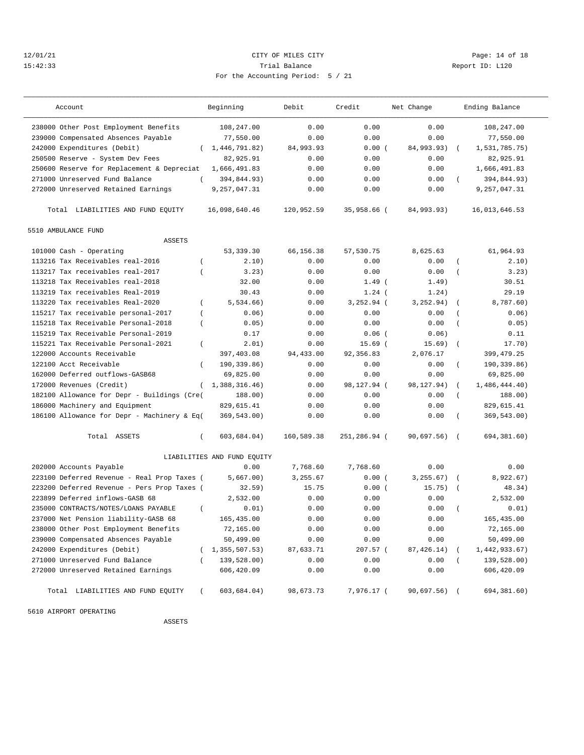# CITY OF MILES CITY

Trial Balance

For the Accounting Period: 5 / 21

12/01/21 15:42:33 — Report ID: L120

| Account | Beginning | Debit | Credit | Net Change | Ending Balance |
|---|---|---|---|---|---|
| 238000 Other Post Employment Benefits | 108,247.00 | 0.00 | 0.00 | 0.00 | 108,247.00 |
| 239000 Compensated Absences Payable | 77,550.00 | 0.00 | 0.00 | 0.00 | 77,550.00 |
| 242000 Expenditures (Debit) | ( 1,446,791.82) | 84,993.93 | 0.00 | ( 84,993.93) | ( 1,531,785.75) |
| 250500 Reserve - System Dev Fees | 82,925.91 | 0.00 | 0.00 | 0.00 | 82,925.91 |
| 250600 Reserve for Replacement & Depreciat | 1,666,491.83 | 0.00 | 0.00 | 0.00 | 1,666,491.83 |
| 271000 Unreserved Fund Balance | ( 394,844.93) | 0.00 | 0.00 | 0.00 | ( 394,844.93) |
| 272000 Unreserved Retained Earnings | 9,257,047.31 | 0.00 | 0.00 | 0.00 | 9,257,047.31 |
| Total LIABILITIES AND FUND EQUITY | 16,098,640.46 | 120,952.59 | 35,958.66 | ( 84,993.93) | 16,013,646.53 |

## 5510 AMBULANCE FUND

### ASSETS

| Account | Beginning | Debit | Credit | Net Change | Ending Balance |
|---|---|---|---|---|---|
| 101000 Cash - Operating | 53,339.30 | 66,156.38 | 57,530.75 | 8,625.63 | 61,964.93 |
| 113216 Tax Receivables real-2016 | ( 2.10) | 0.00 | 0.00 | 0.00 | ( 2.10) |
| 113217 Tax receivables real-2017 | ( 3.23) | 0.00 | 0.00 | 0.00 | ( 3.23) |
| 113218 Tax Receivables real-2018 | 32.00 | 0.00 | 1.49 | ( 1.49) | 30.51 |
| 113219 Tax receivables Real-2019 | 30.43 | 0.00 | 1.24 | ( 1.24) | 29.19 |
| 113220 Tax receivables Real-2020 | ( 5,534.66) | 0.00 | 3,252.94 | ( 3,252.94) | ( 8,787.60) |
| 115217 Tax receivable personal-2017 | ( 0.06) | 0.00 | 0.00 | 0.00 | ( 0.06) |
| 115218 Tax Receivable Personal-2018 | ( 0.05) | 0.00 | 0.00 | 0.00 | ( 0.05) |
| 115219 Tax Receivable Personal-2019 | 0.17 | 0.00 | 0.06 | ( 0.06) | 0.11 |
| 115221 Tax Receivable Personal-2021 | ( 2.01) | 0.00 | 15.69 | ( 15.69) | ( 17.70) |
| 122000 Accounts Receivable | 397,403.08 | 94,433.00 | 92,356.83 | 2,076.17 | 399,479.25 |
| 122100 Acct Receivable | ( 190,339.86) | 0.00 | 0.00 | 0.00 | ( 190,339.86) |
| 162000 Deferred outflows-GASB68 | 69,825.00 | 0.00 | 0.00 | 0.00 | 69,825.00 |
| 172000 Revenues (Credit) | ( 1,388,316.46) | 0.00 | 98,127.94 | ( 98,127.94) | ( 1,486,444.40) |
| 182100 Allowance for Depr - Buildings (Cre( | 188.00) | 0.00 | 0.00 | 0.00 | ( 188.00) |
| 186000 Machinery and Equipment | 829,615.41 | 0.00 | 0.00 | 0.00 | 829,615.41 |
| 186100 Allowance for Depr - Machinery & Eq( | 369,543.00) | 0.00 | 0.00 | 0.00 | ( 369,543.00) |
| Total ASSETS | ( 603,684.04) | 160,589.38 | 251,286.94 | ( 90,697.56) | ( 694,381.60) |

### LIABILITIES AND FUND EQUITY

| Account | Beginning | Debit | Credit | Net Change | Ending Balance |
|---|---|---|---|---|---|
| 202000 Accounts Payable | 0.00 | 7,768.60 | 7,768.60 | 0.00 | 0.00 |
| 223100 Deferred Revenue - Real Prop Taxes ( | 5,667.00) | 3,255.67 | 0.00 | ( 3,255.67) | ( 8,922.67) |
| 223200 Deferred Revenue - Pers Prop Taxes ( | 32.59) | 15.75 | 0.00 | ( 15.75) | ( 48.34) |
| 223899 Deferred inflows-GASB 68 | 2,532.00 | 0.00 | 0.00 | 0.00 | 2,532.00 |
| 235000 CONTRACTS/NOTES/LOANS PAYABLE | ( 0.01) | 0.00 | 0.00 | 0.00 | ( 0.01) |
| 237000 Net Pension liability-GASB 68 | 165,435.00 | 0.00 | 0.00 | 0.00 | 165,435.00 |
| 238000 Other Post Employment Benefits | 72,165.00 | 0.00 | 0.00 | 0.00 | 72,165.00 |
| 239000 Compensated Absences Payable | 50,499.00 | 0.00 | 0.00 | 0.00 | 50,499.00 |
| 242000 Expenditures (Debit) | ( 1,355,507.53) | 87,633.71 | 207.57 | ( 87,426.14) | ( 1,442,933.67) |
| 271000 Unreserved Fund Balance | ( 139,528.00) | 0.00 | 0.00 | 0.00 | ( 139,528.00) |
| 272000 Unreserved Retained Earnings | 606,420.09 | 0.00 | 0.00 | 0.00 | 606,420.09 |
| Total LIABILITIES AND FUND EQUITY | ( 603,684.04) | 98,673.73 | 7,976.17 | ( 90,697.56) | ( 694,381.60) |

## 5610 AIRPORT OPERATING

### ASSETS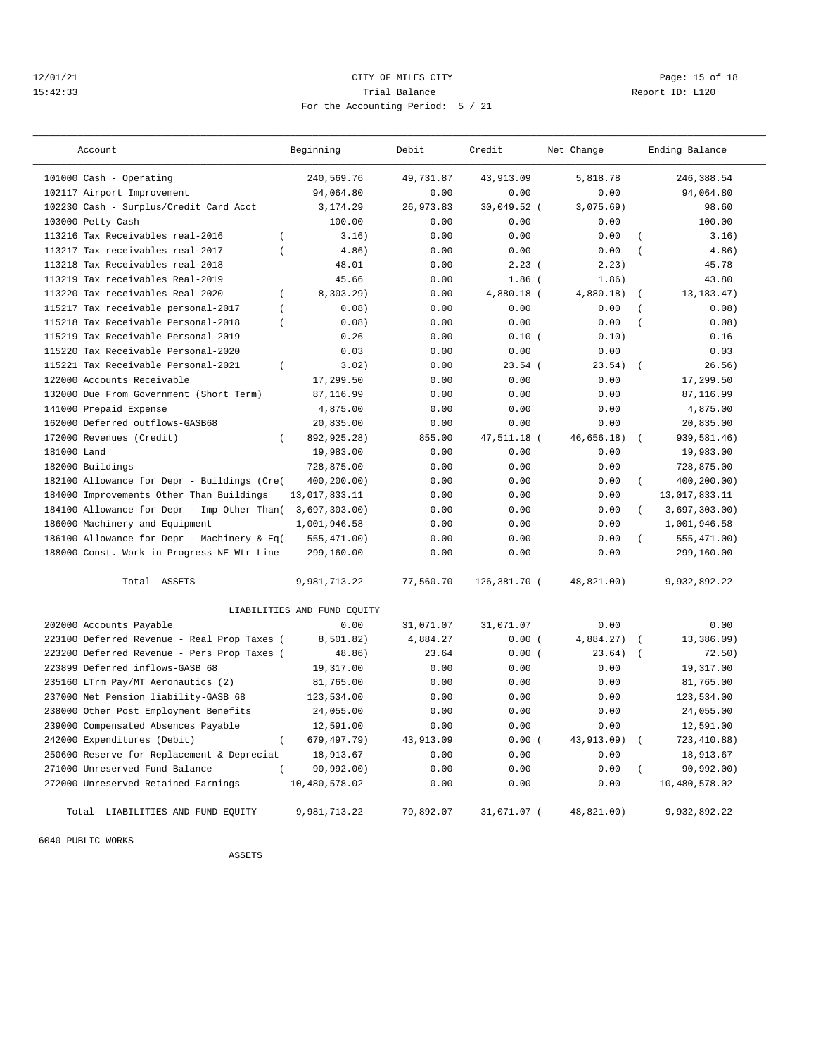12/01/21 CITY OF MILES CITY
15:42:33 Trial Balance Report ID: L120
For the Accounting Period: 5 / 21

| Account | Beginning | Debit | Credit | Net Change | Ending Balance |
|---|---|---|---|---|---|
| 101000 Cash - Operating | 240,569.76 | 49,731.87 | 43,913.09 | 5,818.78 | 246,388.54 |
| 102117 Airport Improvement | 94,064.80 | 0.00 | 0.00 | 0.00 | 94,064.80 |
| 102230 Cash - Surplus/Credit Card Acct | 3,174.29 | 26,973.83 | 30,049.52 | ( 3,075.69) | 98.60 |
| 103000 Petty Cash | 100.00 | 0.00 | 0.00 | 0.00 | 100.00 |
| 113216 Tax Receivables real-2016 | ( 3.16) | 0.00 | 0.00 | 0.00 | ( 3.16) |
| 113217 Tax receivables real-2017 | ( 4.86) | 0.00 | 0.00 | 0.00 | ( 4.86) |
| 113218 Tax Receivables real-2018 | 48.01 | 0.00 | 2.23 | ( 2.23) | 45.78 |
| 113219 Tax receivables Real-2019 | 45.66 | 0.00 | 1.86 | ( 1.86) | 43.80 |
| 113220 Tax receivables Real-2020 | ( 8,303.29) | 0.00 | 4,880.18 | ( 4,880.18) | ( 13,183.47) |
| 115217 Tax receivable personal-2017 | ( 0.08) | 0.00 | 0.00 | 0.00 | ( 0.08) |
| 115218 Tax Receivable Personal-2018 | ( 0.08) | 0.00 | 0.00 | 0.00 | ( 0.08) |
| 115219 Tax Receivable Personal-2019 | 0.26 | 0.00 | 0.10 | ( 0.10) | 0.16 |
| 115220 Tax Receivable Personal-2020 | 0.03 | 0.00 | 0.00 | 0.00 | 0.03 |
| 115221 Tax Receivable Personal-2021 | ( 3.02) | 0.00 | 23.54 | ( 23.54) | ( 26.56) |
| 122000 Accounts Receivable | 17,299.50 | 0.00 | 0.00 | 0.00 | 17,299.50 |
| 132000 Due From Government (Short Term) | 87,116.99 | 0.00 | 0.00 | 0.00 | 87,116.99 |
| 141000 Prepaid Expense | 4,875.00 | 0.00 | 0.00 | 0.00 | 4,875.00 |
| 162000 Deferred outflows-GASB68 | 20,835.00 | 0.00 | 0.00 | 0.00 | 20,835.00 |
| 172000 Revenues (Credit) | ( 892,925.28) | 855.00 | 47,511.18 | ( 46,656.18) | ( 939,581.46) |
| 181000 Land | 19,983.00 | 0.00 | 0.00 | 0.00 | 19,983.00 |
| 182000 Buildings | 728,875.00 | 0.00 | 0.00 | 0.00 | 728,875.00 |
| 182100 Allowance for Depr - Buildings (Cre( | 400,200.00) | 0.00 | 0.00 | 0.00 | ( 400,200.00) |
| 184000 Improvements Other Than Buildings | 13,017,833.11 | 0.00 | 0.00 | 0.00 | 13,017,833.11 |
| 184100 Allowance for Depr - Imp Other Than( | 3,697,303.00) | 0.00 | 0.00 | 0.00 | ( 3,697,303.00) |
| 186000 Machinery and Equipment | 1,001,946.58 | 0.00 | 0.00 | 0.00 | 1,001,946.58 |
| 186100 Allowance for Depr - Machinery & Eq( | 555,471.00) | 0.00 | 0.00 | 0.00 | ( 555,471.00) |
| 188000 Const. Work in Progress-NE Wtr Line | 299,160.00 | 0.00 | 0.00 | 0.00 | 299,160.00 |
| Total ASSETS | 9,981,713.22 | 77,560.70 | 126,381.70 | ( 48,821.00) | 9,932,892.22 |
| LIABILITIES AND FUND EQUITY | | | | | |
| 202000 Accounts Payable | 0.00 | 31,071.07 | 31,071.07 | 0.00 | 0.00 |
| 223100 Deferred Revenue - Real Prop Taxes ( | 8,501.82) | 4,884.27 | 0.00 | ( 4,884.27) | ( 13,386.09) |
| 223200 Deferred Revenue - Pers Prop Taxes ( | 48.86) | 23.64 | 0.00 | ( 23.64) | ( 72.50) |
| 223899 Deferred inflows-GASB 68 | 19,317.00 | 0.00 | 0.00 | 0.00 | 19,317.00 |
| 235160 LTrm Pay/MT Aeronautics (2) | 81,765.00 | 0.00 | 0.00 | 0.00 | 81,765.00 |
| 237000 Net Pension liability-GASB 68 | 123,534.00 | 0.00 | 0.00 | 0.00 | 123,534.00 |
| 238000 Other Post Employment Benefits | 24,055.00 | 0.00 | 0.00 | 0.00 | 24,055.00 |
| 239000 Compensated Absences Payable | 12,591.00 | 0.00 | 0.00 | 0.00 | 12,591.00 |
| 242000 Expenditures (Debit) | ( 679,497.79) | 43,913.09 | 0.00 | ( 43,913.09) | ( 723,410.88) |
| 250600 Reserve for Replacement & Depreciat | 18,913.67 | 0.00 | 0.00 | 0.00 | 18,913.67 |
| 271000 Unreserved Fund Balance | ( 90,992.00) | 0.00 | 0.00 | 0.00 | ( 90,992.00) |
| 272000 Unreserved Retained Earnings | 10,480,578.02 | 0.00 | 0.00 | 0.00 | 10,480,578.02 |
| Total LIABILITIES AND FUND EQUITY | 9,981,713.22 | 79,892.07 | 31,071.07 | ( 48,821.00) | 9,932,892.22 |

6040 PUBLIC WORKS

ASSETS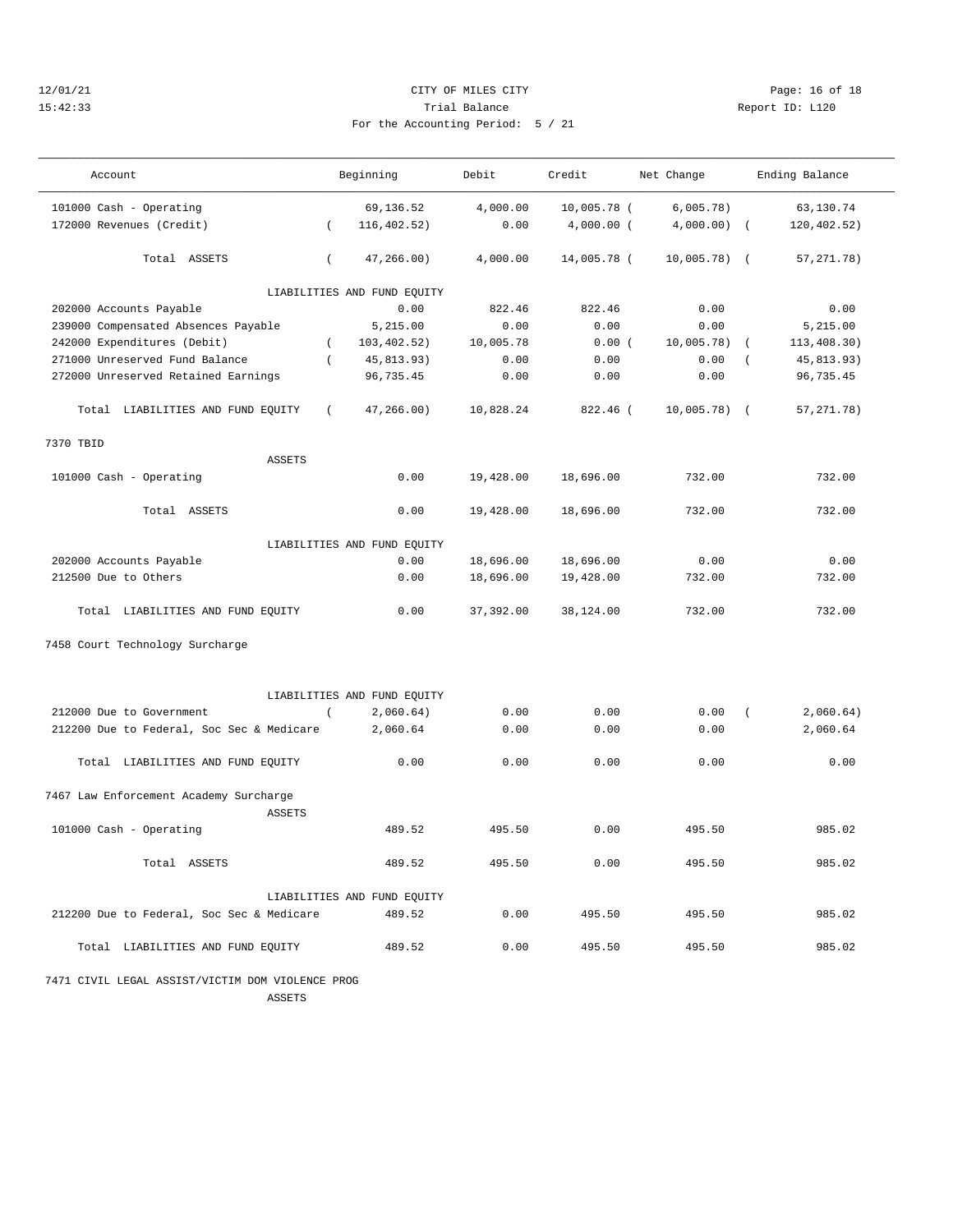12/01/21 CITY OF MILES CITY
15:42:33 Trial Balance Report ID: L120
For the Accounting Period: 5 / 21

| Account | Beginning | Debit | Credit | Net Change | Ending Balance |
|---|---|---|---|---|---|
| 101000 Cash - Operating | 69,136.52 | 4,000.00 | 10,005.78 | ( 6,005.78) | 63,130.74 |
| 172000 Revenues (Credit) | ( 116,402.52) | 0.00 | 4,000.00 | ( 4,000.00) | ( 120,402.52) |
| Total ASSETS | ( 47,266.00) | 4,000.00 | 14,005.78 | ( 10,005.78) | ( 57,271.78) |
| LIABILITIES AND FUND EQUITY | | | | | |
| 202000 Accounts Payable | 0.00 | 822.46 | 822.46 | 0.00 | 0.00 |
| 239000 Compensated Absences Payable | 5,215.00 | 0.00 | 0.00 | 0.00 | 5,215.00 |
| 242000 Expenditures (Debit) | ( 103,402.52) | 10,005.78 | 0.00 | ( 10,005.78) | ( 113,408.30) |
| 271000 Unreserved Fund Balance | ( 45,813.93) | 0.00 | 0.00 | 0.00 | ( 45,813.93) |
| 272000 Unreserved Retained Earnings | 96,735.45 | 0.00 | 0.00 | 0.00 | 96,735.45 |
| Total LIABILITIES AND FUND EQUITY | ( 47,266.00) | 10,828.24 | 822.46 | ( 10,005.78) | ( 57,271.78) |
| **7370 TBID** | | | | | |
| ASSETS | | | | | |
| 101000 Cash - Operating | 0.00 | 19,428.00 | 18,696.00 | 732.00 | 732.00 |
| Total ASSETS | 0.00 | 19,428.00 | 18,696.00 | 732.00 | 732.00 |
| LIABILITIES AND FUND EQUITY | | | | | |
| 202000 Accounts Payable | 0.00 | 18,696.00 | 18,696.00 | 0.00 | 0.00 |
| 212500 Due to Others | 0.00 | 18,696.00 | 19,428.00 | 732.00 | 732.00 |
| Total LIABILITIES AND FUND EQUITY | 0.00 | 37,392.00 | 38,124.00 | 732.00 | 732.00 |
| **7458 Court Technology Surcharge** | | | | | |
| LIABILITIES AND FUND EQUITY | | | | | |
| 212000 Due to Government | ( 2,060.64) | 0.00 | 0.00 | 0.00 | ( 2,060.64) |
| 212200 Due to Federal, Soc Sec & Medicare | 2,060.64 | 0.00 | 0.00 | 0.00 | 2,060.64 |
| Total LIABILITIES AND FUND EQUITY | 0.00 | 0.00 | 0.00 | 0.00 | 0.00 |
| **7467 Law Enforcement Academy Surcharge** | | | | | |
| ASSETS | | | | | |
| 101000 Cash - Operating | 489.52 | 495.50 | 0.00 | 495.50 | 985.02 |
| Total ASSETS | 489.52 | 495.50 | 0.00 | 495.50 | 985.02 |
| LIABILITIES AND FUND EQUITY | | | | | |
| 212200 Due to Federal, Soc Sec & Medicare | 489.52 | 0.00 | 495.50 | 495.50 | 985.02 |
| Total LIABILITIES AND FUND EQUITY | 489.52 | 0.00 | 495.50 | 495.50 | 985.02 |
| **7471 CIVIL LEGAL ASSIST/VICTIM DOM VIOLENCE PROG** | | | | | |
| ASSETS | | | | | |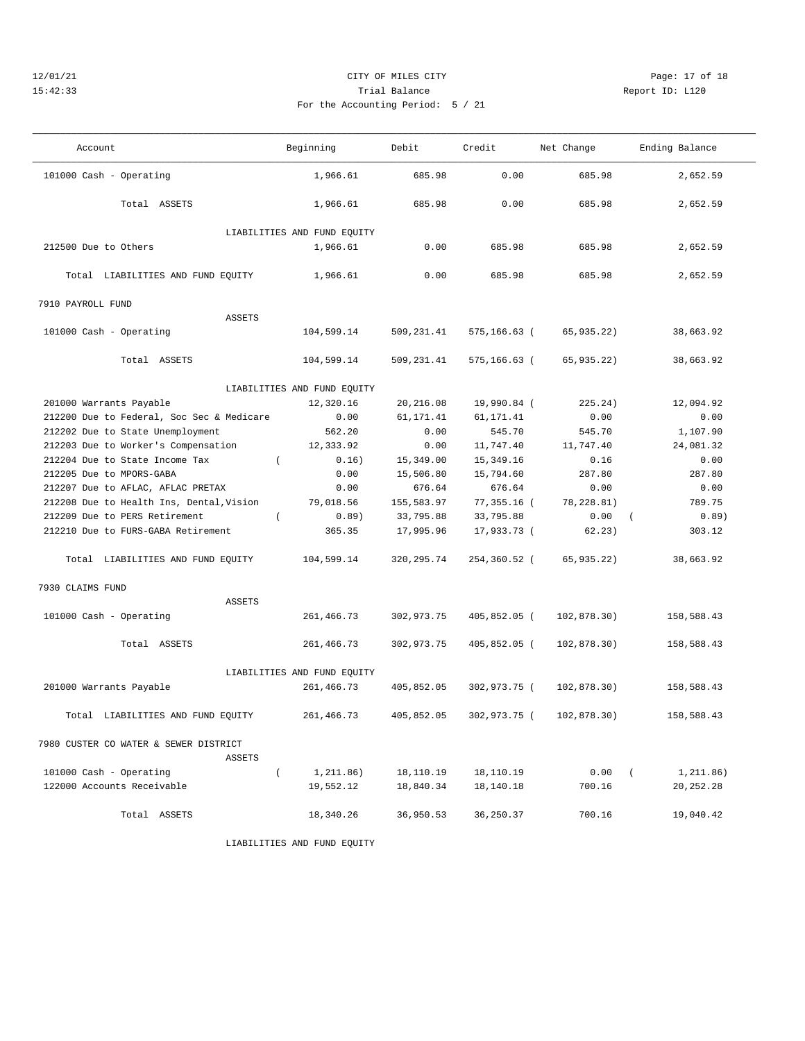12/01/21 CITY OF MILES CITY
15:42:33 Trial Balance Report ID: L120
For the Accounting Period: 5 / 21

| Account | Beginning | Debit | Credit | Net Change | Ending Balance |
|---|---|---|---|---|---|
| 101000 Cash - Operating | 1,966.61 | 685.98 | 0.00 | 685.98 | 2,652.59 |
| Total ASSETS | 1,966.61 | 685.98 | 0.00 | 685.98 | 2,652.59 |
| LIABILITIES AND FUND EQUITY | | | | | |
| 212500 Due to Others | 1,966.61 | 0.00 | 685.98 | 685.98 | 2,652.59 |
| Total LIABILITIES AND FUND EQUITY | 1,966.61 | 0.00 | 685.98 | 685.98 | 2,652.59 |
| **7910 PAYROLL FUND** | | | | | |
| ASSETS | | | | | |
| 101000 Cash - Operating | 104,599.14 | 509,231.41 | 575,166.63 | ( 65,935.22) | 38,663.92 |
| Total ASSETS | 104,599.14 | 509,231.41 | 575,166.63 | ( 65,935.22) | 38,663.92 |
| LIABILITIES AND FUND EQUITY | | | | | |
| 201000 Warrants Payable | 12,320.16 | 20,216.08 | 19,990.84 | ( 225.24) | 12,094.92 |
| 212200 Due to Federal, Soc Sec & Medicare | 0.00 | 61,171.41 | 61,171.41 | 0.00 | 0.00 |
| 212202 Due to State Unemployment | 562.20 | 0.00 | 545.70 | 545.70 | 1,107.90 |
| 212203 Due to Worker's Compensation | 12,333.92 | 0.00 | 11,747.40 | 11,747.40 | 24,081.32 |
| 212204 Due to State Income Tax | ( 0.16) | 15,349.00 | 15,349.16 | 0.16 | 0.00 |
| 212205 Due to MPORS-GABA | 0.00 | 15,506.80 | 15,794.60 | 287.80 | 287.80 |
| 212207 Due to AFLAC, AFLAC PRETAX | 0.00 | 676.64 | 676.64 | 0.00 | 0.00 |
| 212208 Due to Health Ins, Dental,Vision | 79,018.56 | 155,583.97 | 77,355.16 | ( 78,228.81) | 789.75 |
| 212209 Due to PERS Retirement | ( 0.89) | 33,795.88 | 33,795.88 | 0.00 | ( 0.89) |
| 212210 Due to FURS-GABA Retirement | 365.35 | 17,995.96 | 17,933.73 | ( 62.23) | 303.12 |
| Total LIABILITIES AND FUND EQUITY | 104,599.14 | 320,295.74 | 254,360.52 | ( 65,935.22) | 38,663.92 |
| **7930 CLAIMS FUND** | | | | | |
| ASSETS | | | | | |
| 101000 Cash - Operating | 261,466.73 | 302,973.75 | 405,852.05 | ( 102,878.30) | 158,588.43 |
| Total ASSETS | 261,466.73 | 302,973.75 | 405,852.05 | ( 102,878.30) | 158,588.43 |
| LIABILITIES AND FUND EQUITY | | | | | |
| 201000 Warrants Payable | 261,466.73 | 405,852.05 | 302,973.75 | ( 102,878.30) | 158,588.43 |
| Total LIABILITIES AND FUND EQUITY | 261,466.73 | 405,852.05 | 302,973.75 | ( 102,878.30) | 158,588.43 |
| **7980 CUSTER CO WATER & SEWER DISTRICT** | | | | | |
| ASSETS | | | | | |
| 101000 Cash - Operating | ( 1,211.86) | 18,110.19 | 18,110.19 | 0.00 | ( 1,211.86) |
| 122000 Accounts Receivable | 19,552.12 | 18,840.34 | 18,140.18 | 700.16 | 20,252.28 |
| Total ASSETS | 18,340.26 | 36,950.53 | 36,250.37 | 700.16 | 19,040.42 |
| LIABILITIES AND FUND EQUITY | | | | | |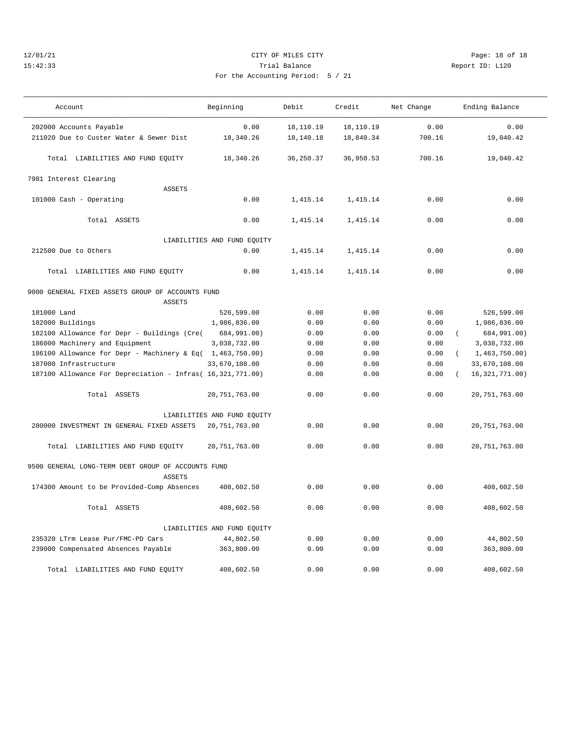CITY OF MILES CITY
Trial Balance
For the Accounting Period: 5 / 21

12/01/21
15:42:33

Report ID: L120

| Account | Beginning | Debit | Credit | Net Change | Ending Balance |
|---|---|---|---|---|---|
| 202000 Accounts Payable | 0.00 | 18,110.19 | 18,110.19 | 0.00 | 0.00 |
| 211020 Due to Custer Water & Sewer Dist | 18,340.26 | 18,140.18 | 18,840.34 | 700.16 | 19,040.42 |
| Total LIABILITIES AND FUND EQUITY | 18,340.26 | 36,250.37 | 36,950.53 | 700.16 | 19,040.42 |
| 7981 Interest Clearing | | | | | |
| ASSETS | | | | | |
| 101000 Cash - Operating | 0.00 | 1,415.14 | 1,415.14 | 0.00 | 0.00 |
| Total ASSETS | 0.00 | 1,415.14 | 1,415.14 | 0.00 | 0.00 |
| LIABILITIES AND FUND EQUITY | | | | | |
| 212500 Due to Others | 0.00 | 1,415.14 | 1,415.14 | 0.00 | 0.00 |
| Total LIABILITIES AND FUND EQUITY | 0.00 | 1,415.14 | 1,415.14 | 0.00 | 0.00 |
| 9000 GENERAL FIXED ASSETS GROUP OF ACCOUNTS FUND | | | | | |
| ASSETS | | | | | |
| 181000 Land | 526,599.00 | 0.00 | 0.00 | 0.00 | 526,599.00 |
| 182000 Buildings | 1,986,836.00 | 0.00 | 0.00 | 0.00 | 1,986,836.00 |
| 182100 Allowance for Depr - Buildings (Cre( | 684,991.00) | 0.00 | 0.00 | 0.00 | ( 684,991.00) |
| 186000 Machinery and Equipment | 3,038,732.00 | 0.00 | 0.00 | 0.00 | 3,038,732.00 |
| 186100 Allowance for Depr - Machinery & Eq( | 1,463,750.00) | 0.00 | 0.00 | 0.00 | ( 1,463,750.00) |
| 187000 Infrastructure | 33,670,108.00 | 0.00 | 0.00 | 0.00 | 33,670,108.00 |
| 187100 Allowance For Depreciation - Infras( | 16,321,771.00) | 0.00 | 0.00 | 0.00 | ( 16,321,771.00) |
| Total ASSETS | 20,751,763.00 | 0.00 | 0.00 | 0.00 | 20,751,763.00 |
| LIABILITIES AND FUND EQUITY | | | | | |
| 280000 INVESTMENT IN GENERAL FIXED ASSETS | 20,751,763.00 | 0.00 | 0.00 | 0.00 | 20,751,763.00 |
| Total LIABILITIES AND FUND EQUITY | 20,751,763.00 | 0.00 | 0.00 | 0.00 | 20,751,763.00 |
| 9500 GENERAL LONG-TERM DEBT GROUP OF ACCOUNTS FUND | | | | | |
| ASSETS | | | | | |
| 174300 Amount to be Provided-Comp Absences | 408,602.50 | 0.00 | 0.00 | 0.00 | 408,602.50 |
| Total ASSETS | 408,602.50 | 0.00 | 0.00 | 0.00 | 408,602.50 |
| LIABILITIES AND FUND EQUITY | | | | | |
| 235320 LTrm Lease Pur/FMC-PD Cars | 44,802.50 | 0.00 | 0.00 | 0.00 | 44,802.50 |
| 239000 Compensated Absences Payable | 363,800.00 | 0.00 | 0.00 | 0.00 | 363,800.00 |
| Total LIABILITIES AND FUND EQUITY | 408,602.50 | 0.00 | 0.00 | 0.00 | 408,602.50 |